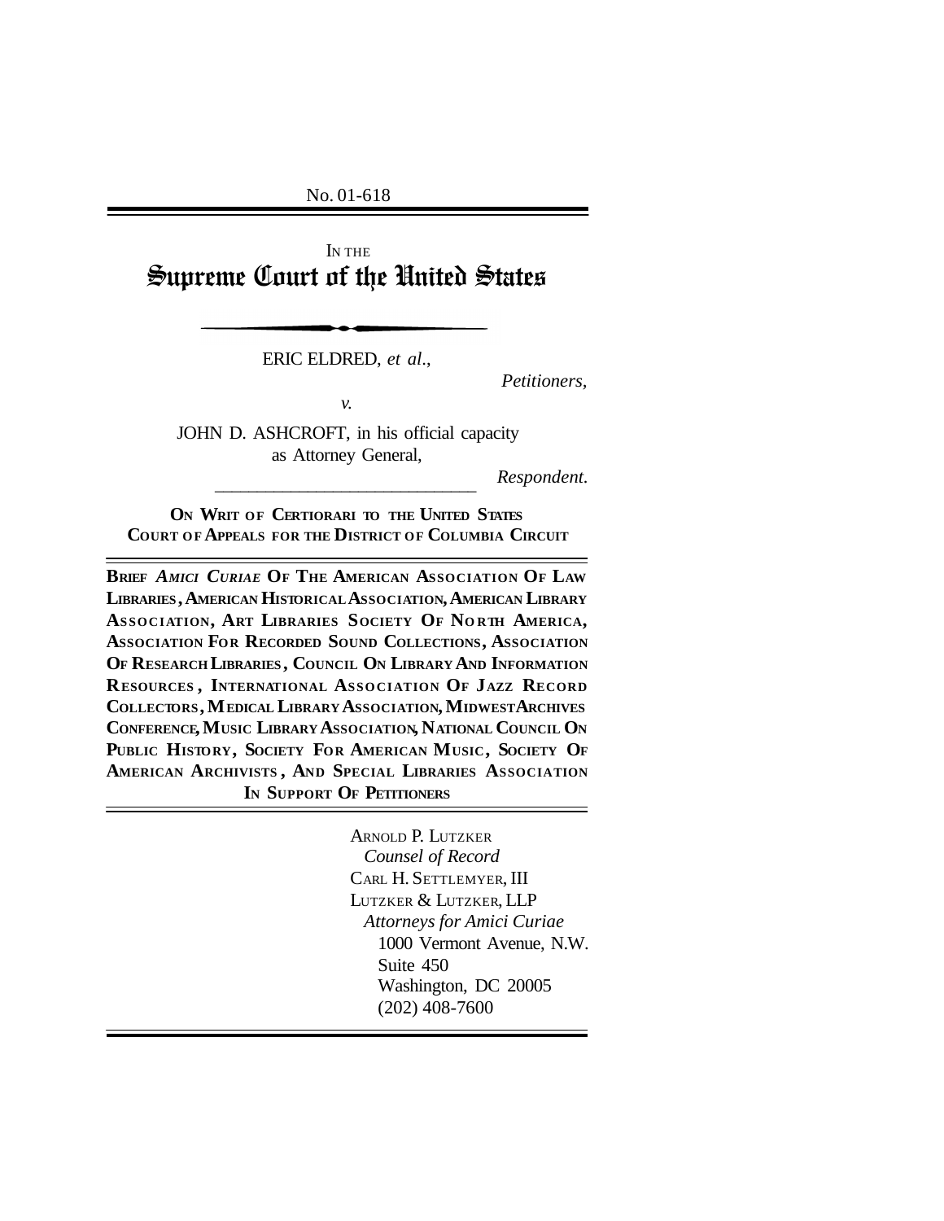No. 01-618

IN THE

# Supreme Court of the United States

ERIC ELDRED, *et al*.,

*Petitioners*,

*v.*

JOHN D. ASHCROFT, in his official capacity as Attorney General,

*Respondent.*

**ON WRIT OF CERTIORARI TO THE UNITED STATES COURT OF APPEALS FOR THE DISTRICT OF COLUMBIA CIRCUIT**

**BRIEF *AMICI CURIAE* OF THE AMERICAN ASSOCIATION OF LAW LIBRARIES, AMERICAN HISTORICAL ASSOCIATION, AMERICAN LIBRARY ASSOCIATION, ART LIBRARIES SOCIETY OF NORTH AMERICA, ASSOCIATION FOR RECORDED SOUND COLLECTIONS, ASSOCIATION OF RESEARCH LIBRARIES, COUNCIL ON LIBRARY AND INFORMATION RESOURCES, INTERNATIONAL ASSOCIATION OF JAZZ RECORD COLLECTORS, MEDICAL LIBRARY ASSOCIATION, MIDWEST ARCHIVES CONFERENCE, MUSIC LIBRARY ASSOCIATION, NATIONAL COUNCIL ON PUBLIC HISTORY, SOCIETY FOR AMERICAN MUSIC, SOCIETY OF AMERICAN ARCHIVISTS, AND SPECIAL LIBRARIES ASSOCIATION IN SUPPORT OF PETITIONERS**

ARNOLD P. LUTZKER
*Counsel of Record*
CARL H. SETTLEMYER, III
LUTZKER & LUTZKER, LLP
*Attorneys for Amici Curiae*
1000 Vermont Avenue, N.W.
Suite 450
Washington, DC 20005
(202) 408-7600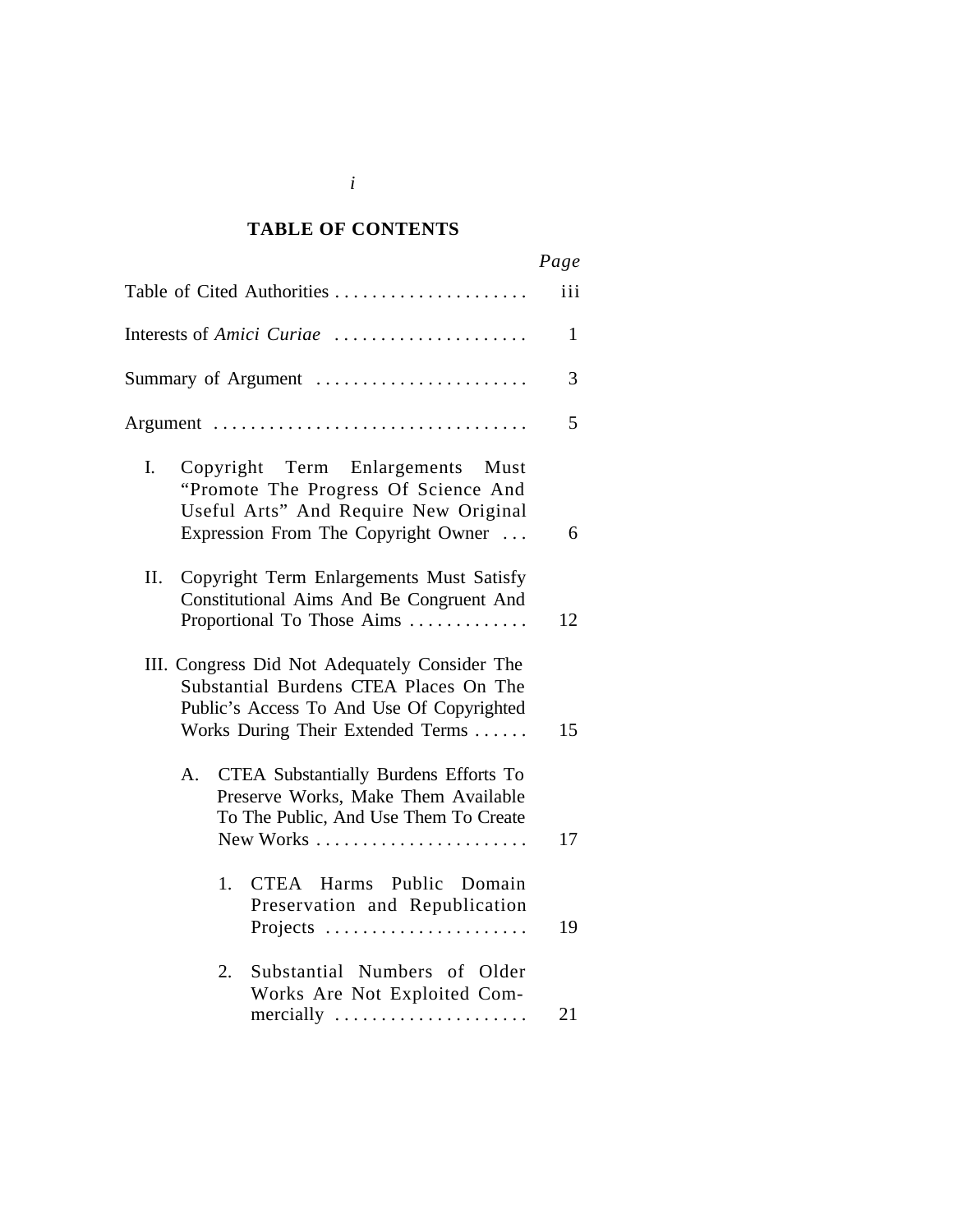# TABLE OF CONTENTS

| | *Page* |
|---|---|
| Table of Cited Authorities . . . . . . . . . . . . . . . . . . . . . | iii |
| Interests of *Amici Curiae* . . . . . . . . . . . . . . . . . . . . . | 1 |
| Summary of Argument . . . . . . . . . . . . . . . . . . . . . . . | 3 |
| Argument . . . . . . . . . . . . . . . . . . . . . . . . . . . . . . . . . . | 5 |
| I. Copyright Term Enlargements Must "Promote The Progress Of Science And Useful Arts" And Require New Original Expression From The Copyright Owner . . . | 6 |
| II. Copyright Term Enlargements Must Satisfy Constitutional Aims And Be Congruent And Proportional To Those Aims . . . . . . . . . . . . . | 12 |
| III. Congress Did Not Adequately Consider The Substantial Burdens CTEA Places On The Public's Access To And Use Of Copyrighted Works During Their Extended Terms . . . . . . | 15 |
| A. CTEA Substantially Burdens Efforts To Preserve Works, Make Them Available To The Public, And Use Them To Create New Works . . . . . . . . . . . . . . . . . . . . . . . | 17 |
| 1. CTEA Harms Public Domain Preservation and Republication Projects . . . . . . . . . . . . . . . . . . . . . . | 19 |
| 2. Substantial Numbers of Older Works Are Not Exploited Commercially . . . . . . . . . . . . . . . . . . . . . | 21 |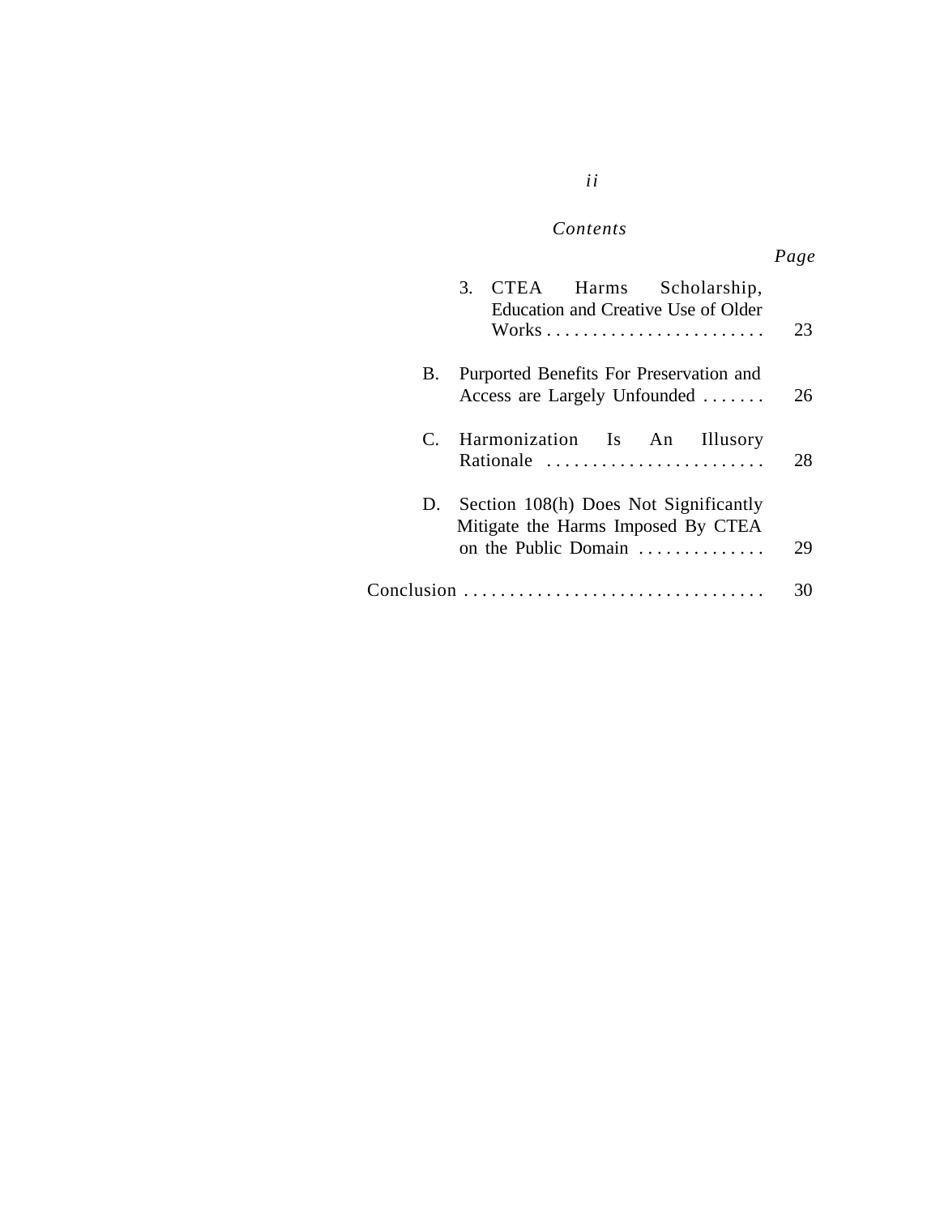*Contents*

| | Page |
|---|---|
| 3. CTEA Harms Scholarship, Education and Creative Use of Older Works | 23 |
| B. Purported Benefits For Preservation and Access are Largely Unfounded | 26 |
| C. Harmonization Is An Illusory Rationale | 28 |
| D. Section 108(h) Does Not Significantly Mitigate the Harms Imposed By CTEA on the Public Domain | 29 |
| Conclusion | 30 |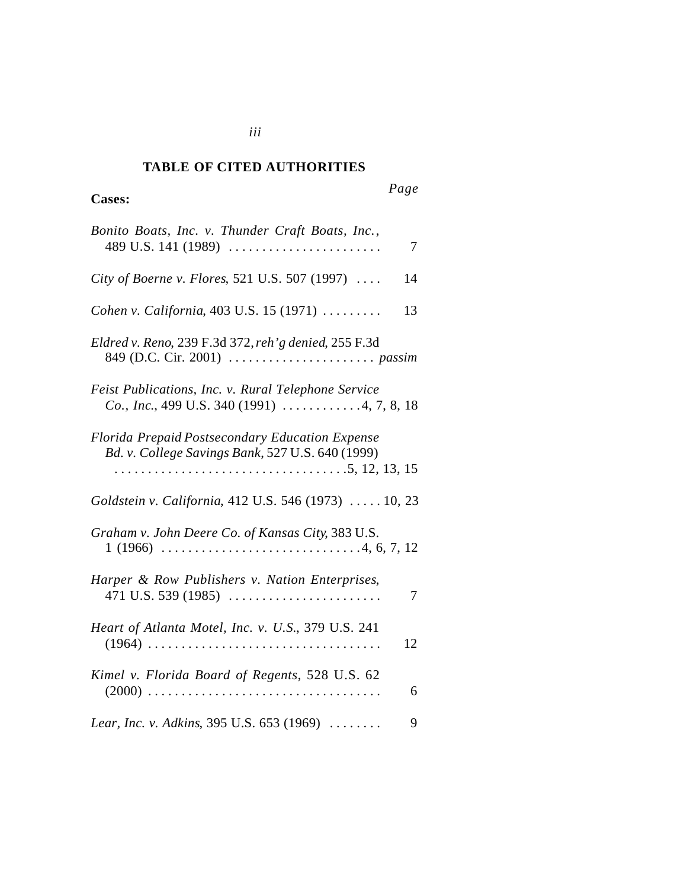## TABLE OF CITED AUTHORITIES

| **Cases:** | *Page* |
|---|---|
| *Bonito Boats, Inc. v. Thunder Craft Boats, Inc.*, 489 U.S. 141 (1989) | 7 |
| *City of Boerne v. Flores*, 521 U.S. 507 (1997) | 14 |
| *Cohen v. California*, 403 U.S. 15 (1971) | 13 |
| *Eldred v. Reno*, 239 F.3d 372, *reh'g denied*, 255 F.3d 849 (D.C. Cir. 2001) | *passim* |
| *Feist Publications, Inc. v. Rural Telephone Service Co., Inc.*, 499 U.S. 340 (1991) | 4, 7, 8, 18 |
| *Florida Prepaid Postsecondary Education Expense Bd. v. College Savings Bank*, 527 U.S. 640 (1999) | 5, 12, 13, 15 |
| *Goldstein v. California*, 412 U.S. 546 (1973) | 10, 23 |
| *Graham v. John Deere Co. of Kansas City*, 383 U.S. 1 (1966) | 4, 6, 7, 12 |
| *Harper & Row Publishers v. Nation Enterprises*, 471 U.S. 539 (1985) | 7 |
| *Heart of Atlanta Motel, Inc. v. U.S.*, 379 U.S. 241 (1964) | 12 |
| *Kimel v. Florida Board of Regents*, 528 U.S. 62 (2000) | 6 |
| *Lear, Inc. v. Adkins*, 395 U.S. 653 (1969) | 9 |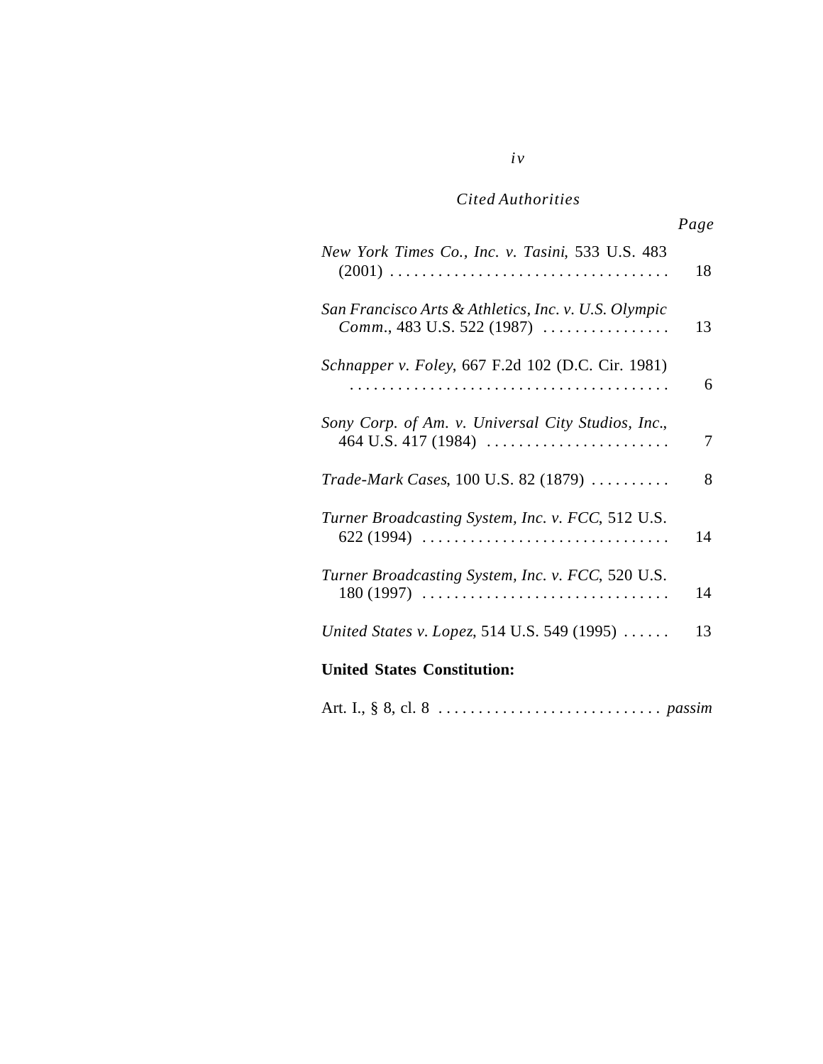*Cited Authorities*

| | Page |
|---|---|
| *New York Times Co., Inc. v. Tasini*, 533 U.S. 483 (2001) | 18 |
| *San Francisco Arts & Athletics, Inc. v. U.S. Olympic Comm.*, 483 U.S. 522 (1987) | 13 |
| *Schnapper v. Foley*, 667 F.2d 102 (D.C. Cir. 1981) | 6 |
| *Sony Corp. of Am. v. Universal City Studios, Inc.*, 464 U.S. 417 (1984) | 7 |
| *Trade-Mark Cases*, 100 U.S. 82 (1879) | 8 |
| *Turner Broadcasting System, Inc. v. FCC*, 512 U.S. 622 (1994) | 14 |
| *Turner Broadcasting System, Inc. v. FCC*, 520 U.S. 180 (1997) | 14 |
| *United States v. Lopez*, 514 U.S. 549 (1995) | 13 |

**United States Constitution:**

| | |
|---|---|
| Art. I., § 8, cl. 8 | *passim* |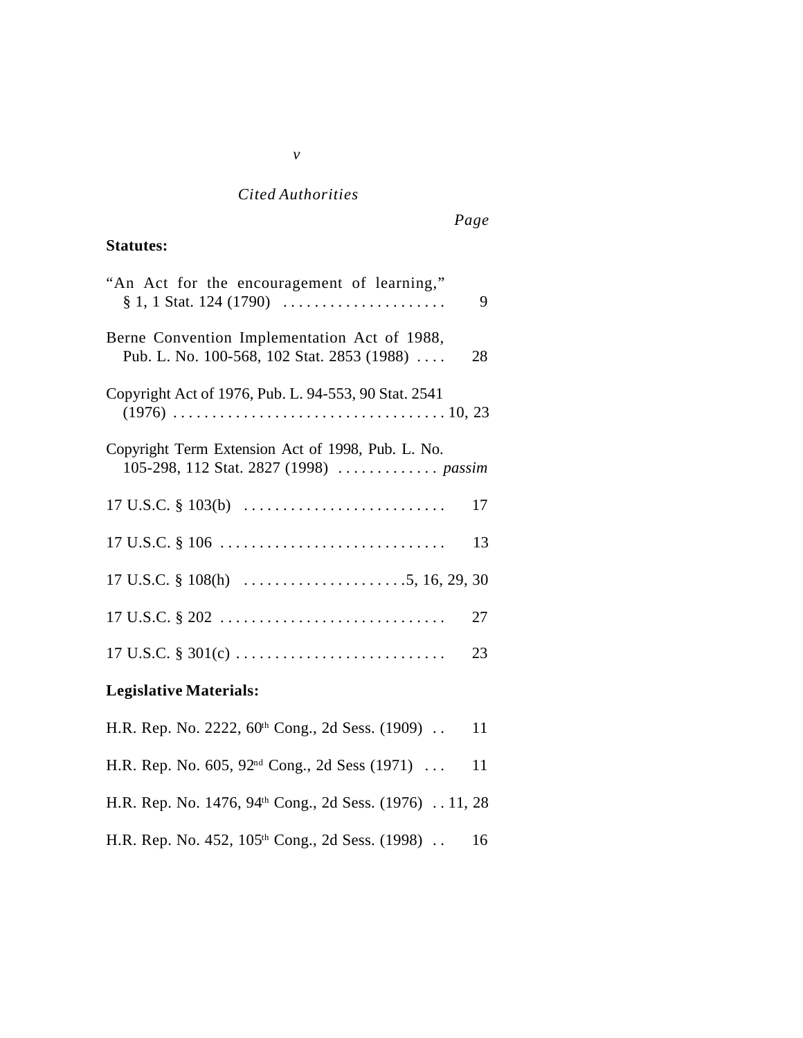*Cited Authorities*

*Page*

**Statutes:**

"An Act for the encouragement of learning," § 1, 1 Stat. 124 (1790) . . . . . . . . . . . . . . . . . . . . . 9

Berne Convention Implementation Act of 1988, Pub. L. No. 100-568, 102 Stat. 2853 (1988) . . . . 28

Copyright Act of 1976, Pub. L. 94-553, 90 Stat. 2541 (1976) . . . . . . . . . . . . . . . . . . . . . . . . . . . . . . . . . . . 10, 23

Copyright Term Extension Act of 1998, Pub. L. No. 105-298, 112 Stat. 2827 (1998) . . . . . . . . . . . . . *passim*

17 U.S.C. § 103(b) . . . . . . . . . . . . . . . . . . . . . . . . . . 17

17 U.S.C. § 106 . . . . . . . . . . . . . . . . . . . . . . . . . . . . . 13

17 U.S.C. § 108(h) . . . . . . . . . . . . . . . . . . . . . 5, 16, 29, 30

17 U.S.C. § 202 . . . . . . . . . . . . . . . . . . . . . . . . . . . . . 27

17 U.S.C. § 301(c) . . . . . . . . . . . . . . . . . . . . . . . . . . . 23

**Legislative Materials:**

H.R. Rep. No. 2222, 60th Cong., 2d Sess. (1909) . . 11

H.R. Rep. No. 605, 92nd Cong., 2d Sess (1971) . . . 11

H.R. Rep. No. 1476, 94th Cong., 2d Sess. (1976) . . 11, 28

H.R. Rep. No. 452, 105th Cong., 2d Sess. (1998) . . 16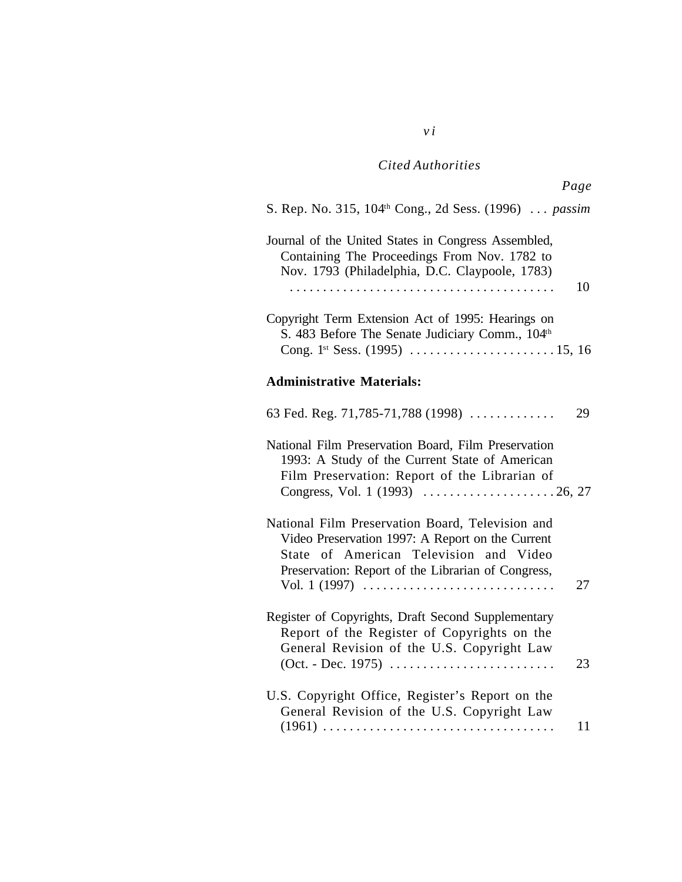*Cited Authorities*

*Page*

S. Rep. No. 315, 104[th] Cong., 2d Sess. (1996) . . . *passim*

Journal of the United States in Congress Assembled, Containing The Proceedings From Nov. 1782 to Nov. 1793 (Philadelphia, D.C. Claypoole, 1783) . . . . . . . . . . . . . . . . . . . . . . . . . . . . . . . . . . . . . . . 10

Copyright Term Extension Act of 1995: Hearings on S. 483 Before The Senate Judiciary Comm., 104[th] Cong. 1[st] Sess. (1995) . . . . . . . . . . . . . . . . . . . . . . 15, 16

**Administrative Materials:**

63 Fed. Reg. 71,785-71,788 (1998) . . . . . . . . . . . . . 29

National Film Preservation Board, Film Preservation 1993: A Study of the Current State of American Film Preservation: Report of the Librarian of Congress, Vol. 1 (1993) . . . . . . . . . . . . . . . . . . . . 26, 27

National Film Preservation Board, Television and Video Preservation 1997: A Report on the Current State of American Television and Video Preservation: Report of the Librarian of Congress, Vol. 1 (1997) . . . . . . . . . . . . . . . . . . . . . . . . . . . . . 27

Register of Copyrights, Draft Second Supplementary Report of the Register of Copyrights on the General Revision of the U.S. Copyright Law (Oct. - Dec. 1975) . . . . . . . . . . . . . . . . . . . . . . . . . 23

U.S. Copyright Office, Register's Report on the General Revision of the U.S. Copyright Law (1961) . . . . . . . . . . . . . . . . . . . . . . . . . . . . . . . . . . 11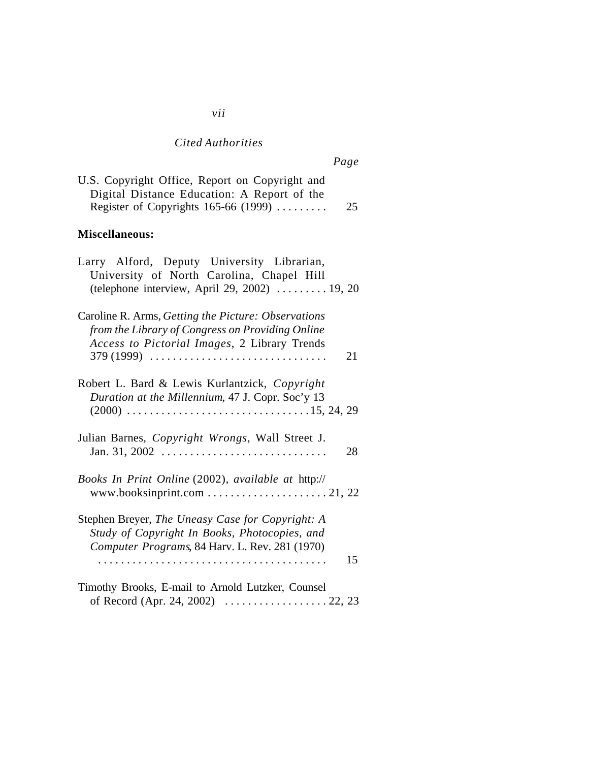*Cited Authorities*

*Page*

U.S. Copyright Office, Report on Copyright and Digital Distance Education: A Report of the Register of Copyrights 165-66 (1999) . . . . . . . . . 25

**Miscellaneous:**

Larry Alford, Deputy University Librarian, University of North Carolina, Chapel Hill (telephone interview, April 29, 2002) . . . . . . . . . 19, 20

Caroline R. Arms, *Getting the Picture: Observations from the Library of Congress on Providing Online Access to Pictorial Images*, 2 Library Trends 379 (1999) . . . . . . . . . . . . . . . . . . . . . . . . . . . . . . 21

Robert L. Bard & Lewis Kurlantzick, *Copyright Duration at the Millennium*, 47 J. Copr. Soc'y 13 (2000) . . . . . . . . . . . . . . . . . . . . . . . . . . . . . . . 15, 24, 29

Julian Barnes, *Copyright Wrongs*, Wall Street J. Jan. 31, 2002 . . . . . . . . . . . . . . . . . . . . . . . . . . . . . 28

*Books In Print Online* (2002), *available at* http://www.booksinprint.com . . . . . . . . . . . . . . . . . . . . . 21, 22

Stephen Breyer, *The Uneasy Case for Copyright: A Study of Copyright In Books, Photocopies, and Computer Programs*, 84 Harv. L. Rev. 281 (1970) . . . . . . . . . . . . . . . . . . . . . . . . . . . . . . . . . . . . . . . . 15

Timothy Brooks, E-mail to Arnold Lutzker, Counsel of Record (Apr. 24, 2002) . . . . . . . . . . . . . . . . . . 22, 23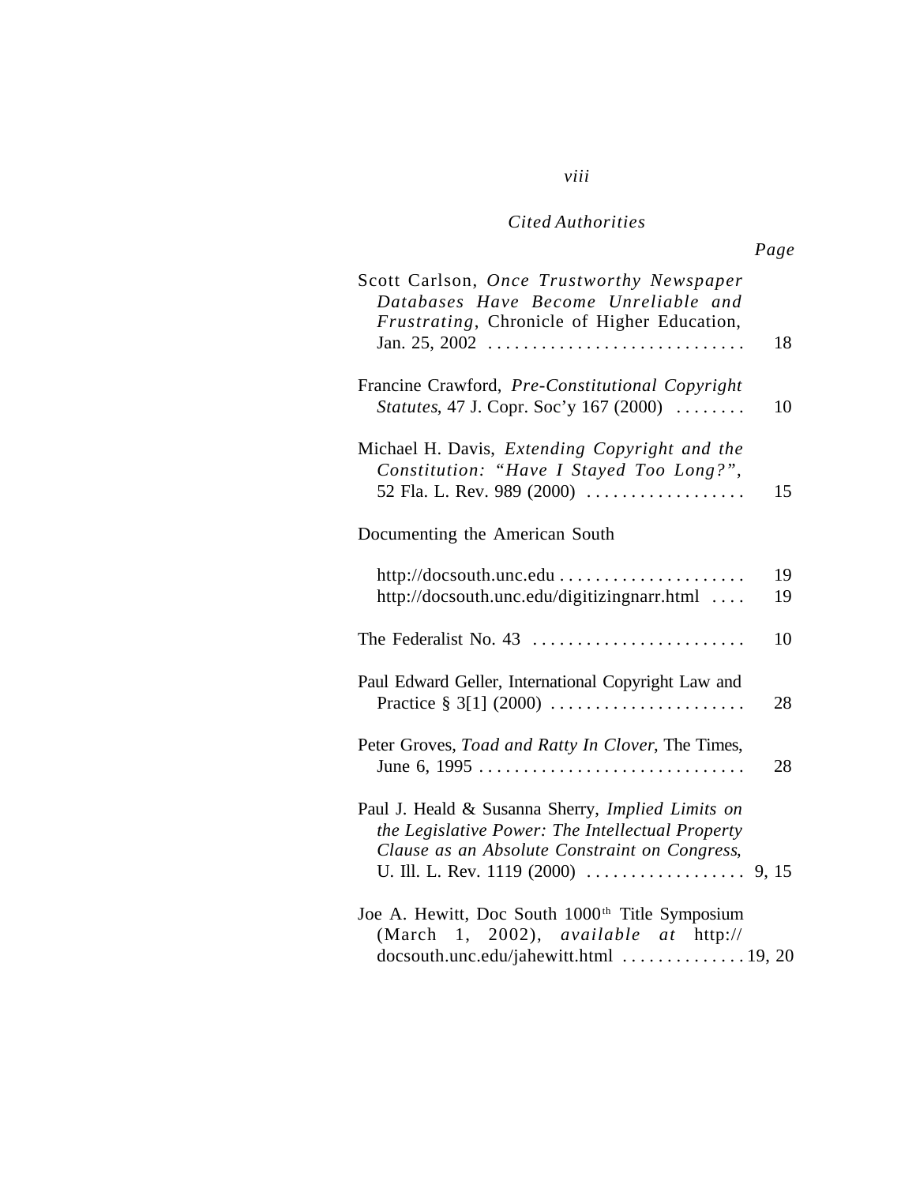*Cited Authorities*

*Page*

Scott Carlson, *Once Trustworthy Newspaper Databases Have Become Unreliable and Frustrating*, Chronicle of Higher Education, Jan. 25, 2002 . . . . . . . . . . . . . . . . . . . . . . . . . . . . . 18

Francine Crawford, *Pre-Constitutional Copyright Statutes*, 47 J. Copr. Soc'y 167 (2000) . . . . . . . . 10

Michael H. Davis, *Extending Copyright and the Constitution: "Have I Stayed Too Long?"*, 52 Fla. L. Rev. 989 (2000) . . . . . . . . . . . . . . . . . . 15

Documenting the American South

http://docsouth.unc.edu . . . . . . . . . . . . . . . . . . . . . 19
http://docsouth.unc.edu/digitizingnarr.html . . . . 19

The Federalist No. 43 . . . . . . . . . . . . . . . . . . . . . . . . 10

Paul Edward Geller, International Copyright Law and Practice § 3[1] (2000) . . . . . . . . . . . . . . . . . . . . . . 28

Peter Groves, *Toad and Ratty In Clover*, The Times, June 6, 1995 . . . . . . . . . . . . . . . . . . . . . . . . . . . . . . 28

Paul J. Heald & Susanna Sherry, *Implied Limits on the Legislative Power: The Intellectual Property Clause as an Absolute Constraint on Congress*, U. Ill. L. Rev. 1119 (2000) . . . . . . . . . . . . . . . . . . 9, 15

Joe A. Hewitt, Doc South 1000th Title Symposium (March 1, 2002), *available at* http://docsouth.unc.edu/jahewitt.html . . . . . . . . . . . . . . 19, 20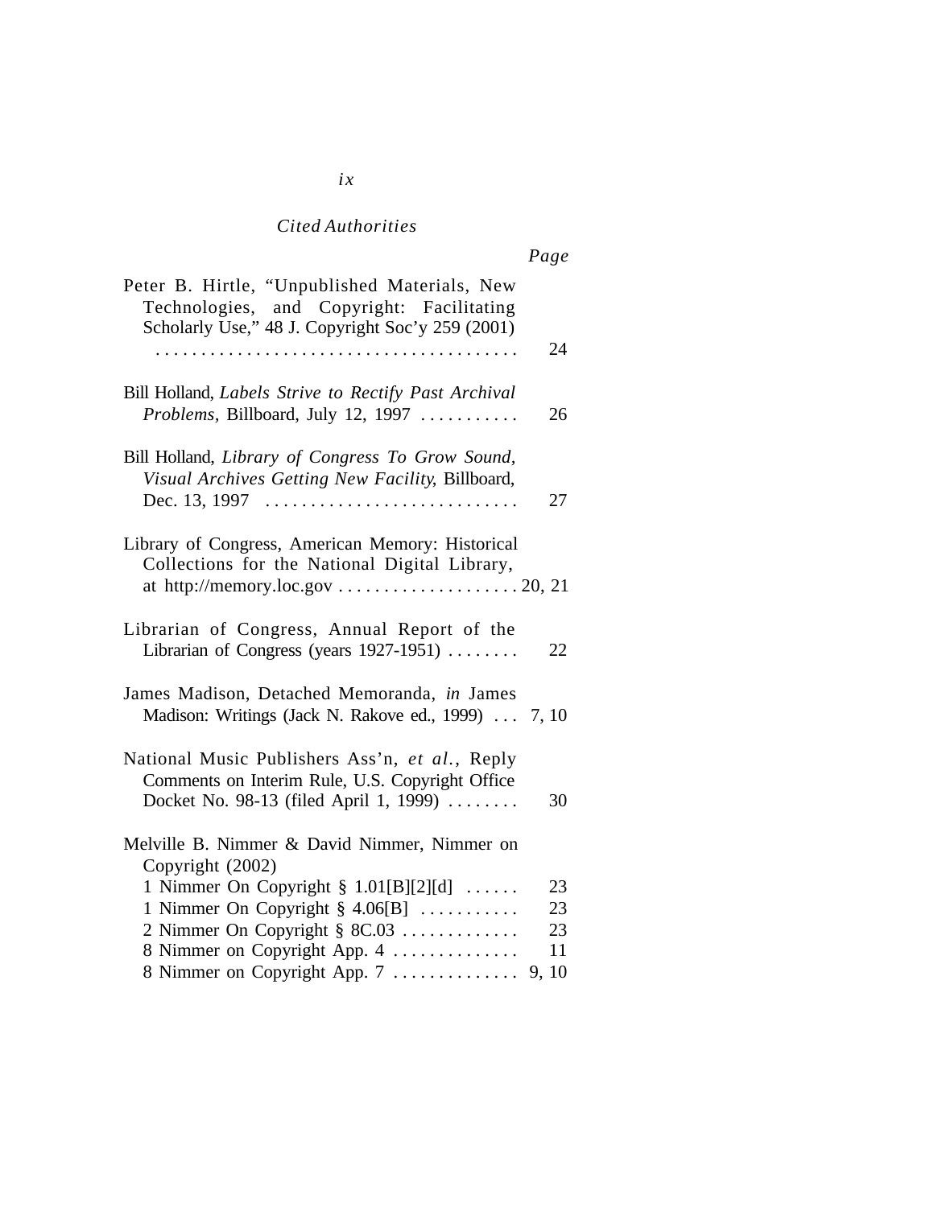*Cited Authorities*

*Page*

Peter B. Hirtle, "Unpublished Materials, New Technologies, and Copyright: Facilitating Scholarly Use," 48 J. Copyright Soc'y 259 (2001) . . . . . . . . . . . . . . . . . . . . . . . . . . . . . . . . . . . . . . . 24

Bill Holland, *Labels Strive to Rectify Past Archival Problems*, Billboard, July 12, 1997 . . . . . . . . . . . 26

Bill Holland, *Library of Congress To Grow Sound, Visual Archives Getting New Facility*, Billboard, Dec. 13, 1997 . . . . . . . . . . . . . . . . . . . . . . . . . . . . 27

Library of Congress, American Memory: Historical Collections for the National Digital Library, at http://memory.loc.gov . . . . . . . . . . . . . . . . . . . . 20, 21

Librarian of Congress, Annual Report of the Librarian of Congress (years 1927-1951) . . . . . . . . 22

James Madison, Detached Memoranda, *in* James Madison: Writings (Jack N. Rakove ed., 1999) . . . 7, 10

National Music Publishers Ass'n, *et al.*, Reply Comments on Interim Rule, U.S. Copyright Office Docket No. 98-13 (filed April 1, 1999) . . . . . . . . 30

Melville B. Nimmer & David Nimmer, Nimmer on Copyright (2002)

- 1 Nimmer On Copyright § 1.01[B][2][d] . . . . . . 23
- 1 Nimmer On Copyright § 4.06[B] . . . . . . . . . . . 23
- 2 Nimmer On Copyright § 8C.03 . . . . . . . . . . . . . 23
- 8 Nimmer on Copyright App. 4 . . . . . . . . . . . . . . 11
- 8 Nimmer on Copyright App. 7 . . . . . . . . . . . . . . 9, 10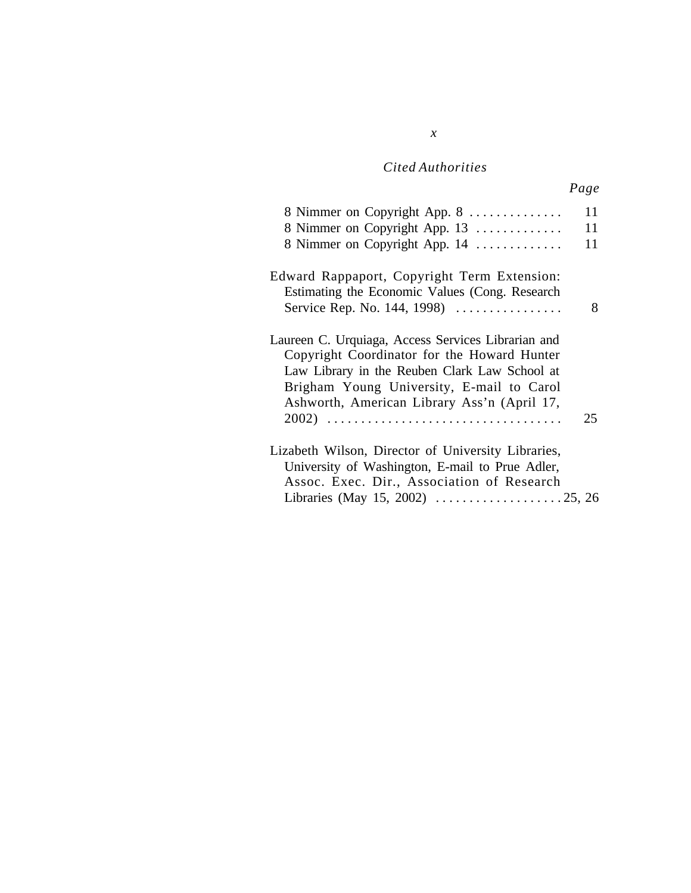*Cited Authorities*

| | *Page* |
|---|---|
| 8 Nimmer on Copyright App. 8 | 11 |
| 8 Nimmer on Copyright App. 13 | 11 |
| 8 Nimmer on Copyright App. 14 | 11 |
| Edward Rappaport, Copyright Term Extension: Estimating the Economic Values (Cong. Research Service Rep. No. 144, 1998) | 8 |
| Laureen C. Urquiaga, Access Services Librarian and Copyright Coordinator for the Howard Hunter Law Library in the Reuben Clark Law School at Brigham Young University, E-mail to Carol Ashworth, American Library Ass'n (April 17, 2002) | 25 |
| Lizabeth Wilson, Director of University Libraries, University of Washington, E-mail to Prue Adler, Assoc. Exec. Dir., Association of Research Libraries (May 15, 2002) | 25, 26 |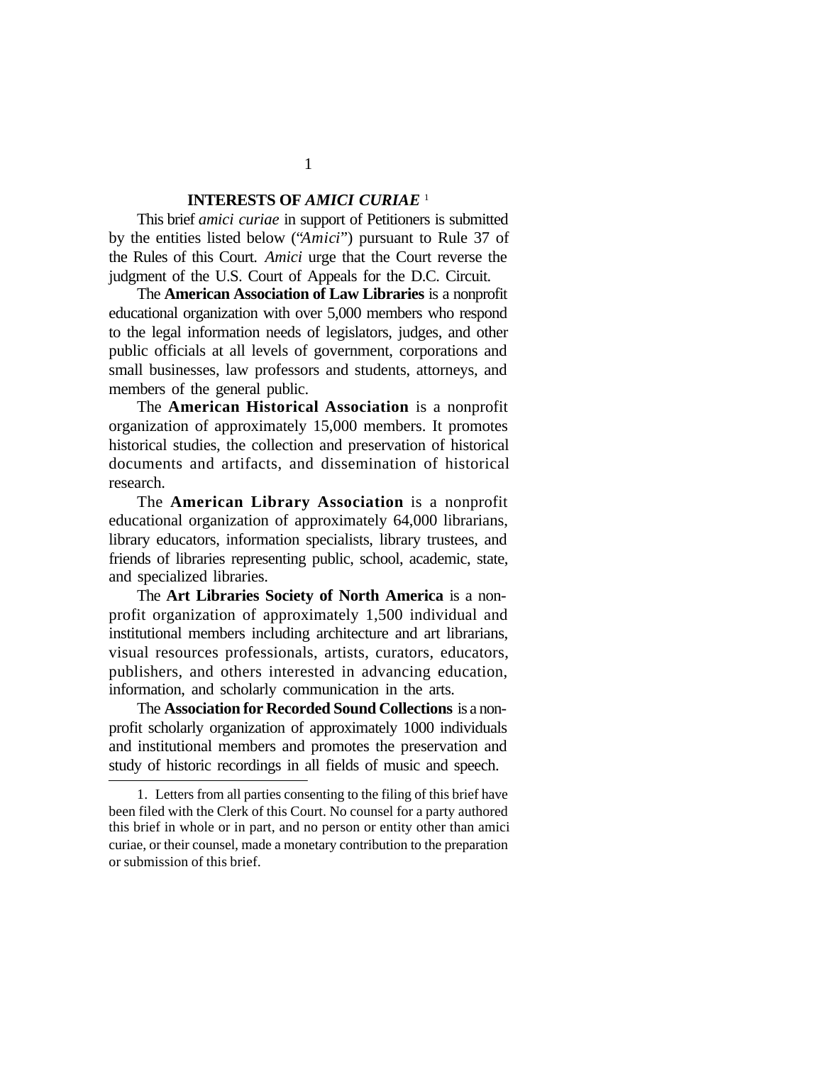## INTERESTS OF *AMICI CURIAE* [1]

This brief *amici curiae* in support of Petitioners is submitted by the entities listed below ("*Amici*") pursuant to Rule 37 of the Rules of this Court. *Amici* urge that the Court reverse the judgment of the U.S. Court of Appeals for the D.C. Circuit.

The **American Association of Law Libraries** is a nonprofit educational organization with over 5,000 members who respond to the legal information needs of legislators, judges, and other public officials at all levels of government, corporations and small businesses, law professors and students, attorneys, and members of the general public.

The **American Historical Association** is a nonprofit organization of approximately 15,000 members. It promotes historical studies, the collection and preservation of historical documents and artifacts, and dissemination of historical research.

The **American Library Association** is a nonprofit educational organization of approximately 64,000 librarians, library educators, information specialists, library trustees, and friends of libraries representing public, school, academic, state, and specialized libraries.

The **Art Libraries Society of North America** is a non-profit organization of approximately 1,500 individual and institutional members including architecture and art librarians, visual resources professionals, artists, curators, educators, publishers, and others interested in advancing education, information, and scholarly communication in the arts.

The **Association for Recorded Sound Collections** is a non-profit scholarly organization of approximately 1000 individuals and institutional members and promotes the preservation and study of historic recordings in all fields of music and speech.

---

1. Letters from all parties consenting to the filing of this brief have been filed with the Clerk of this Court. No counsel for a party authored this brief in whole or in part, and no person or entity other than amici curiae, or their counsel, made a monetary contribution to the preparation or submission of this brief.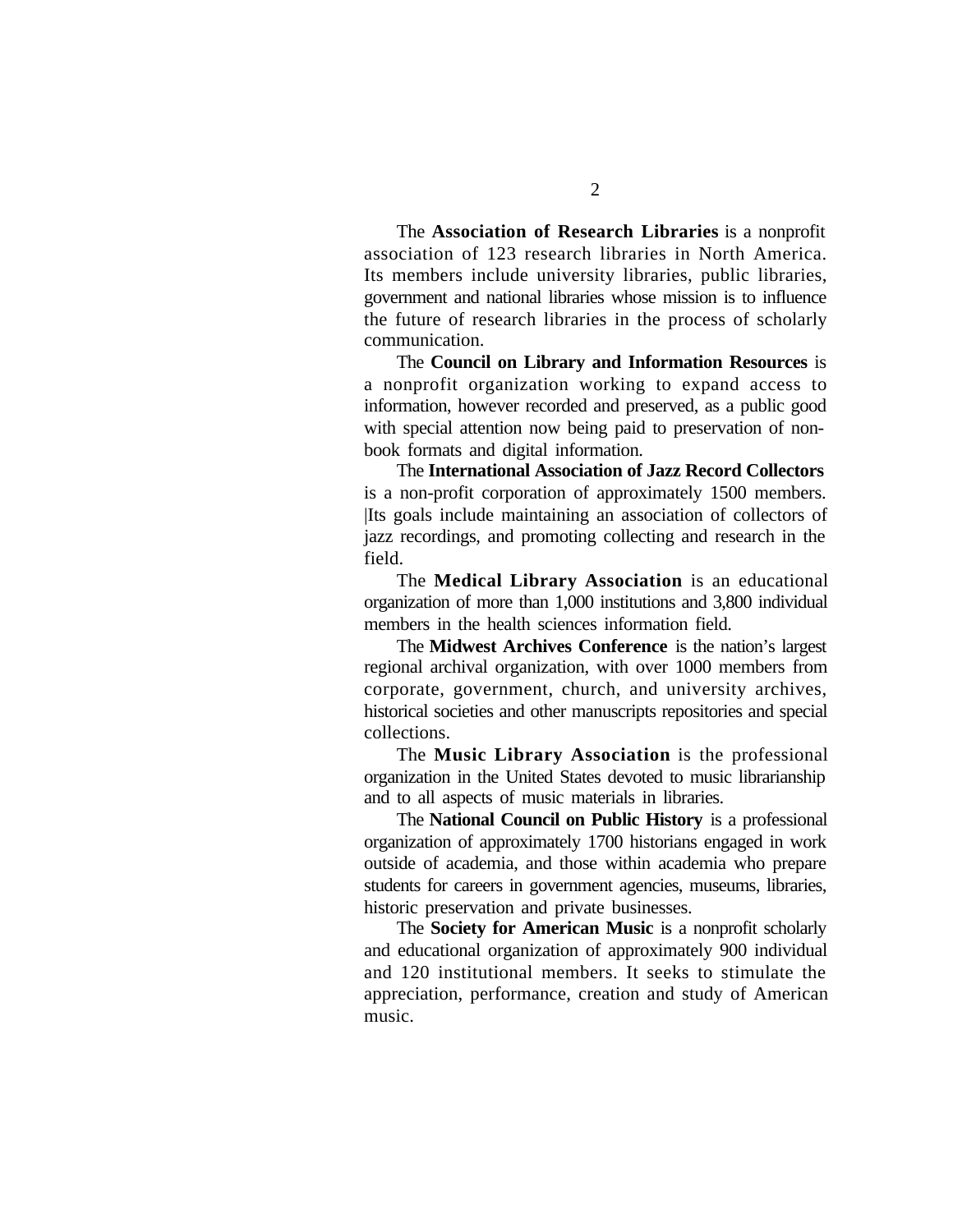The **Association of Research Libraries** is a nonprofit association of 123 research libraries in North America. Its members include university libraries, public libraries, government and national libraries whose mission is to influence the future of research libraries in the process of scholarly communication.

The **Council on Library and Information Resources** is a nonprofit organization working to expand access to information, however recorded and preserved, as a public good with special attention now being paid to preservation of non-book formats and digital information.

The **International Association of Jazz Record Collectors** is a non-profit corporation of approximately 1500 members. |Its goals include maintaining an association of collectors of jazz recordings, and promoting collecting and research in the field.

The **Medical Library Association** is an educational organization of more than 1,000 institutions and 3,800 individual members in the health sciences information field.

The **Midwest Archives Conference** is the nation's largest regional archival organization, with over 1000 members from corporate, government, church, and university archives, historical societies and other manuscripts repositories and special collections.

The **Music Library Association** is the professional organization in the United States devoted to music librarianship and to all aspects of music materials in libraries.

The **National Council on Public History** is a professional organization of approximately 1700 historians engaged in work outside of academia, and those within academia who prepare students for careers in government agencies, museums, libraries, historic preservation and private businesses.

The **Society for American Music** is a nonprofit scholarly and educational organization of approximately 900 individual and 120 institutional members. It seeks to stimulate the appreciation, performance, creation and study of American music.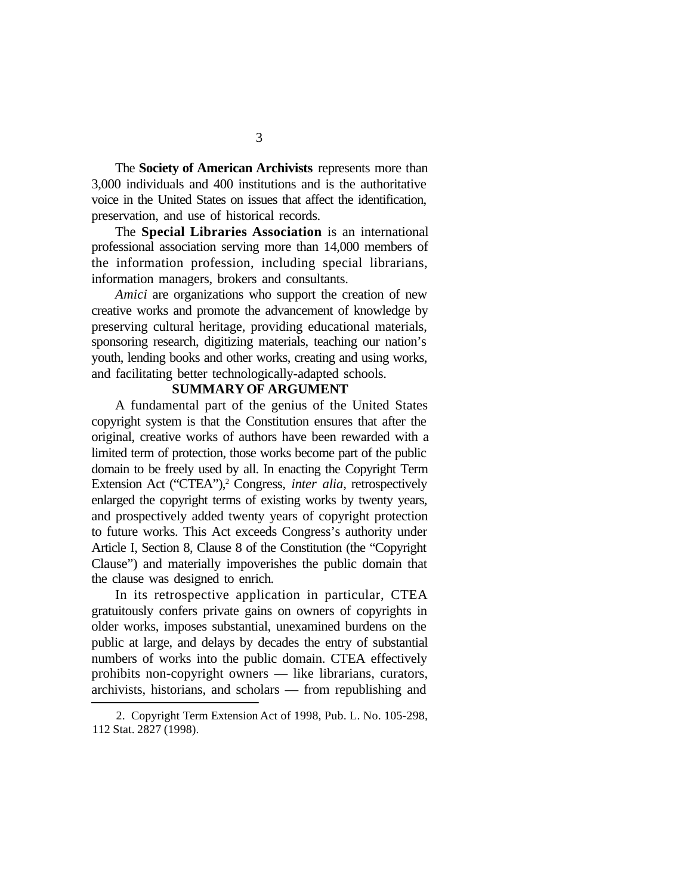The **Society of American Archivists** represents more than 3,000 individuals and 400 institutions and is the authoritative voice in the United States on issues that affect the identification, preservation, and use of historical records.

The **Special Libraries Association** is an international professional association serving more than 14,000 members of the information profession, including special librarians, information managers, brokers and consultants.

*Amici* are organizations who support the creation of new creative works and promote the advancement of knowledge by preserving cultural heritage, providing educational materials, sponsoring research, digitizing materials, teaching our nation's youth, lending books and other works, creating and using works, and facilitating better technologically-adapted schools.

## SUMMARY OF ARGUMENT

A fundamental part of the genius of the United States copyright system is that the Constitution ensures that after the original, creative works of authors have been rewarded with a limited term of protection, those works become part of the public domain to be freely used by all. In enacting the Copyright Term Extension Act ("CTEA"),[2] Congress, *inter alia*, retrospectively enlarged the copyright terms of existing works by twenty years, and prospectively added twenty years of copyright protection to future works. This Act exceeds Congress's authority under Article I, Section 8, Clause 8 of the Constitution (the "Copyright Clause") and materially impoverishes the public domain that the clause was designed to enrich.

In its retrospective application in particular, CTEA gratuitously confers private gains on owners of copyrights in older works, imposes substantial, unexamined burdens on the public at large, and delays by decades the entry of substantial numbers of works into the public domain. CTEA effectively prohibits non-copyright owners — like librarians, curators, archivists, historians, and scholars — from republishing and

---

2. Copyright Term Extension Act of 1998, Pub. L. No. 105-298, 112 Stat. 2827 (1998).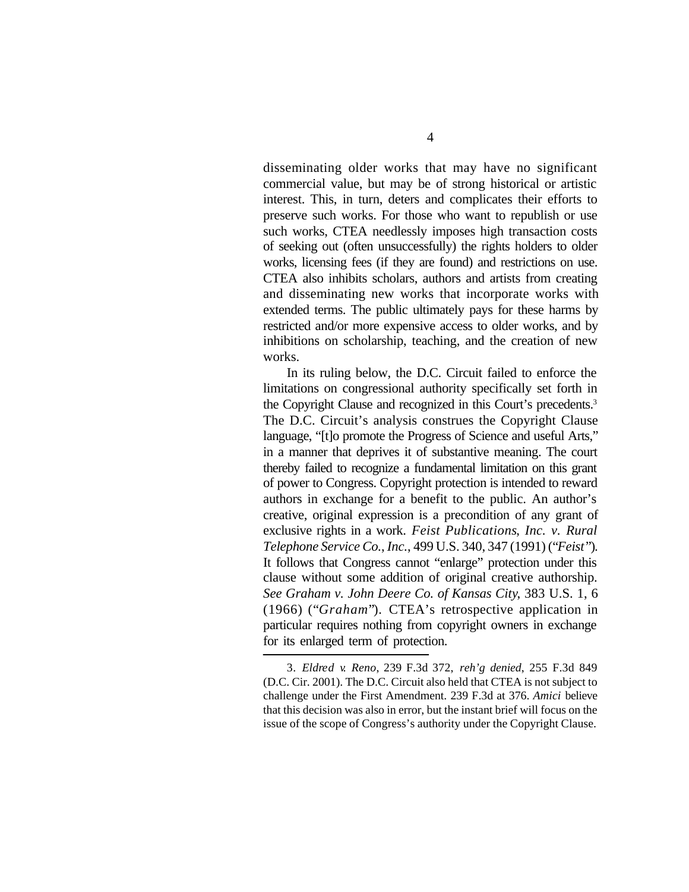disseminating older works that may have no significant commercial value, but may be of strong historical or artistic interest. This, in turn, deters and complicates their efforts to preserve such works. For those who want to republish or use such works, CTEA needlessly imposes high transaction costs of seeking out (often unsuccessfully) the rights holders to older works, licensing fees (if they are found) and restrictions on use. CTEA also inhibits scholars, authors and artists from creating and disseminating new works that incorporate works with extended terms. The public ultimately pays for these harms by restricted and/or more expensive access to older works, and by inhibitions on scholarship, teaching, and the creation of new works.

In its ruling below, the D.C. Circuit failed to enforce the limitations on congressional authority specifically set forth in the Copyright Clause and recognized in this Court's precedents.[3] The D.C. Circuit's analysis construes the Copyright Clause language, "[t]o promote the Progress of Science and useful Arts," in a manner that deprives it of substantive meaning. The court thereby failed to recognize a fundamental limitation on this grant of power to Congress. Copyright protection is intended to reward authors in exchange for a benefit to the public. An author's creative, original expression is a precondition of any grant of exclusive rights in a work. *Feist Publications, Inc. v. Rural Telephone Service Co., Inc.*, 499 U.S. 340, 347 (1991) ("*Feist*"). It follows that Congress cannot "enlarge" protection under this clause without some addition of original creative authorship. *See Graham v. John Deere Co. of Kansas City*, 383 U.S. 1, 6 (1966) ("*Graham*"). CTEA's retrospective application in particular requires nothing from copyright owners in exchange for its enlarged term of protection.

---

3. *Eldred v. Reno*, 239 F.3d 372, *reh'g denied*, 255 F.3d 849 (D.C. Cir. 2001). The D.C. Circuit also held that CTEA is not subject to challenge under the First Amendment. 239 F.3d at 376. *Amici* believe that this decision was also in error, but the instant brief will focus on the issue of the scope of Congress's authority under the Copyright Clause.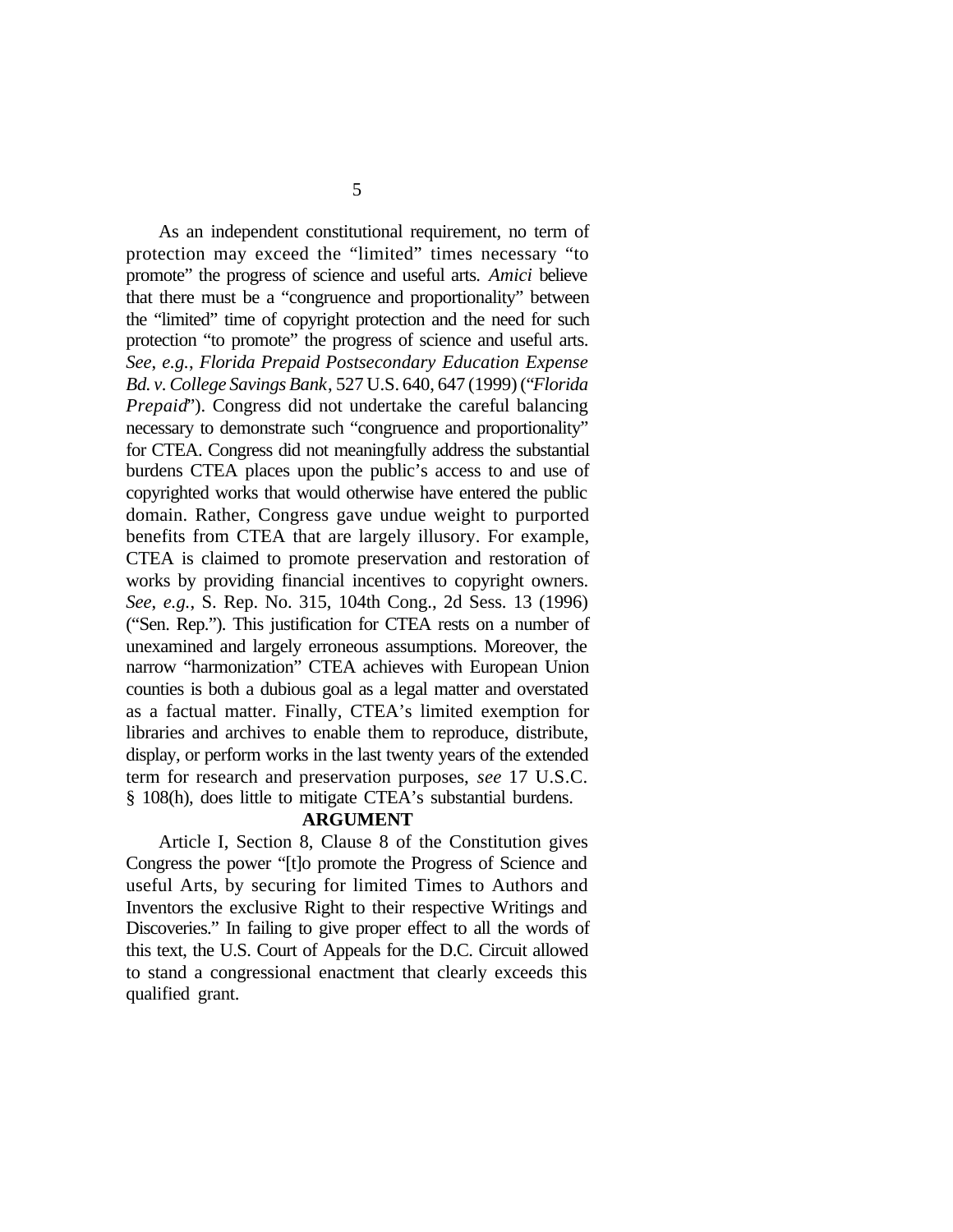As an independent constitutional requirement, no term of protection may exceed the "limited" times necessary "to promote" the progress of science and useful arts. *Amici* believe that there must be a "congruence and proportionality" between the "limited" time of copyright protection and the need for such protection "to promote" the progress of science and useful arts. *See*, *e.g.*, *Florida Prepaid Postsecondary Education Expense Bd. v. College Savings Bank*, 527 U.S. 640, 647 (1999) ("*Florida Prepaid*"). Congress did not undertake the careful balancing necessary to demonstrate such "congruence and proportionality" for CTEA. Congress did not meaningfully address the substantial burdens CTEA places upon the public's access to and use of copyrighted works that would otherwise have entered the public domain. Rather, Congress gave undue weight to purported benefits from CTEA that are largely illusory. For example, CTEA is claimed to promote preservation and restoration of works by providing financial incentives to copyright owners. *See*, *e.g.*, S. Rep. No. 315, 104th Cong., 2d Sess. 13 (1996) ("Sen. Rep."). This justification for CTEA rests on a number of unexamined and largely erroneous assumptions. Moreover, the narrow "harmonization" CTEA achieves with European Union counties is both a dubious goal as a legal matter and overstated as a factual matter. Finally, CTEA's limited exemption for libraries and archives to enable them to reproduce, distribute, display, or perform works in the last twenty years of the extended term for research and preservation purposes, *see* 17 U.S.C. § 108(h), does little to mitigate CTEA's substantial burdens.

## ARGUMENT

Article I, Section 8, Clause 8 of the Constitution gives Congress the power "[t]o promote the Progress of Science and useful Arts, by securing for limited Times to Authors and Inventors the exclusive Right to their respective Writings and Discoveries." In failing to give proper effect to all the words of this text, the U.S. Court of Appeals for the D.C. Circuit allowed to stand a congressional enactment that clearly exceeds this qualified grant.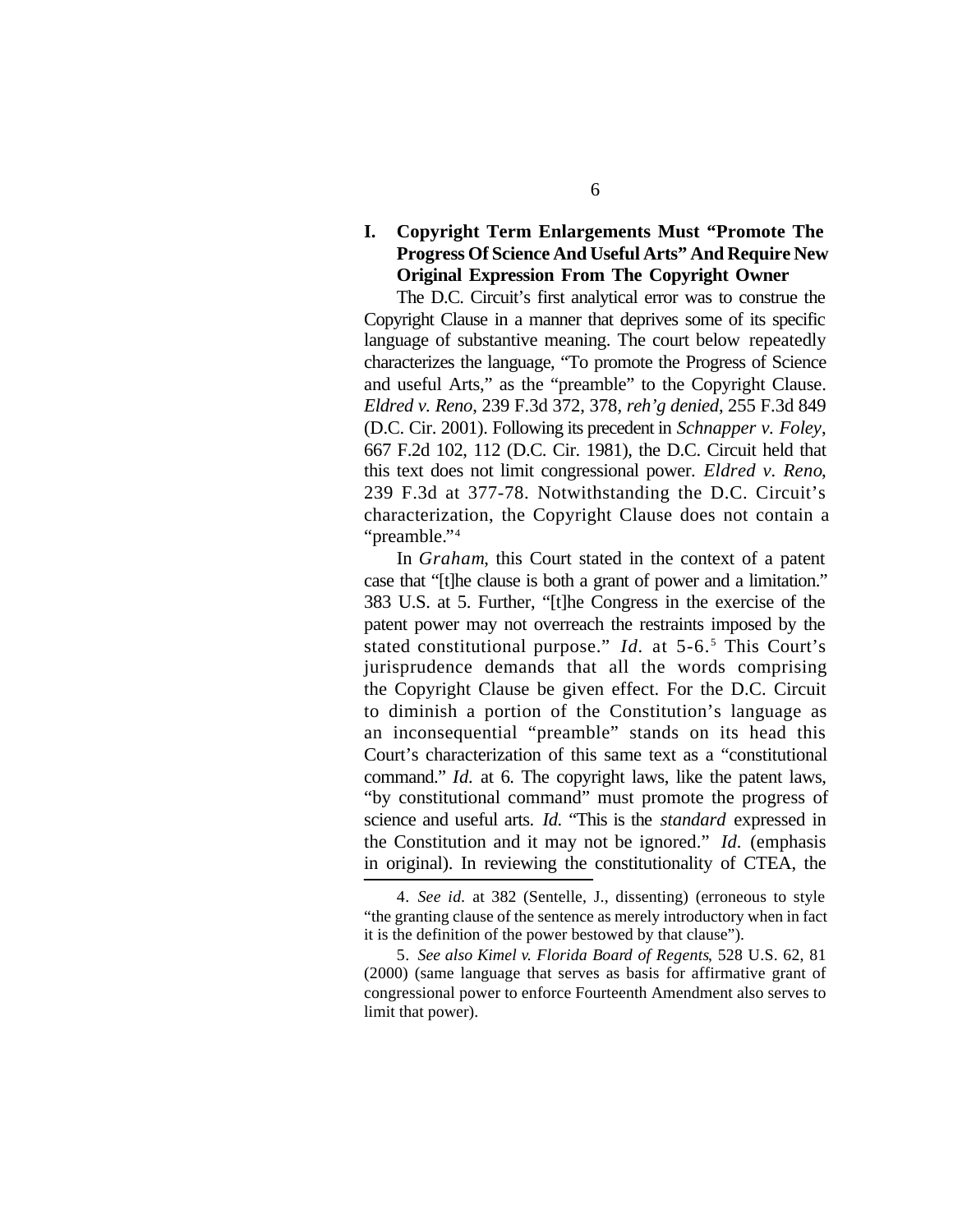## I. Copyright Term Enlargements Must "Promote The Progress Of Science And Useful Arts" And Require New Original Expression From The Copyright Owner

The D.C. Circuit's first analytical error was to construe the Copyright Clause in a manner that deprives some of its specific language of substantive meaning. The court below repeatedly characterizes the language, "To promote the Progress of Science and useful Arts," as the "preamble" to the Copyright Clause. *Eldred v. Reno*, 239 F.3d 372, 378, *reh'g denied*, 255 F.3d 849 (D.C. Cir. 2001). Following its precedent in *Schnapper v. Foley*, 667 F.2d 102, 112 (D.C. Cir. 1981), the D.C. Circuit held that this text does not limit congressional power. *Eldred v. Reno*, 239 F.3d at 377-78. Notwithstanding the D.C. Circuit's characterization, the Copyright Clause does not contain a "preamble."[4]

In *Graham*, this Court stated in the context of a patent case that "[t]he clause is both a grant of power and a limitation." 383 U.S. at 5. Further, "[t]he Congress in the exercise of the patent power may not overreach the restraints imposed by the stated constitutional purpose." *Id.* at 5-6.[5] This Court's jurisprudence demands that all the words comprising the Copyright Clause be given effect. For the D.C. Circuit to diminish a portion of the Constitution's language as an inconsequential "preamble" stands on its head this Court's characterization of this same text as a "constitutional command." *Id.* at 6. The copyright laws, like the patent laws, "by constitutional command" must promote the progress of science and useful arts. *Id.* "This is the *standard* expressed in the Constitution and it may not be ignored." *Id.* (emphasis in original). In reviewing the constitutionality of CTEA, the

4. *See id.* at 382 (Sentelle, J., dissenting) (erroneous to style "the granting clause of the sentence as merely introductory when in fact it is the definition of the power bestowed by that clause").

5. *See also Kimel v. Florida Board of Regents*, 528 U.S. 62, 81 (2000) (same language that serves as basis for affirmative grant of congressional power to enforce Fourteenth Amendment also serves to limit that power).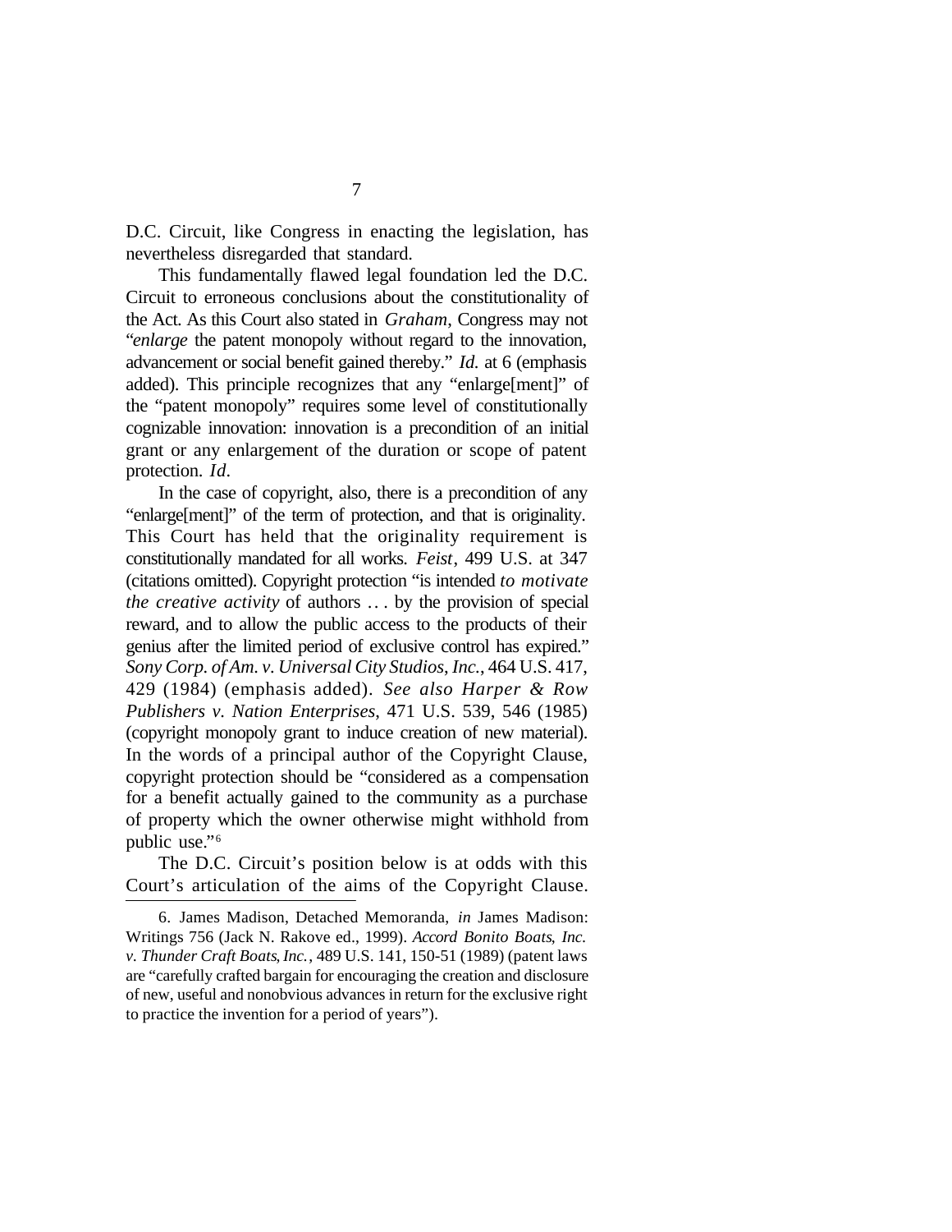D.C. Circuit, like Congress in enacting the legislation, has nevertheless disregarded that standard.

This fundamentally flawed legal foundation led the D.C. Circuit to erroneous conclusions about the constitutionality of the Act. As this Court also stated in *Graham*, Congress may not "*enlarge* the patent monopoly without regard to the innovation, advancement or social benefit gained thereby." *Id.* at 6 (emphasis added). This principle recognizes that any "enlarge[ment]" of the "patent monopoly" requires some level of constitutionally cognizable innovation: innovation is a precondition of an initial grant or any enlargement of the duration or scope of patent protection. *Id*.

In the case of copyright, also, there is a precondition of any "enlarge[ment]" of the term of protection, and that is originality. This Court has held that the originality requirement is constitutionally mandated for all works. *Feist*, 499 U.S. at 347 (citations omitted). Copyright protection "is intended *to motivate the creative activity* of authors . . . by the provision of special reward, and to allow the public access to the products of their genius after the limited period of exclusive control has expired." *Sony Corp. of Am. v. Universal City Studios, Inc.*, 464 U.S. 417, 429 (1984) (emphasis added). *See also Harper & Row Publishers v. Nation Enterprises*, 471 U.S. 539, 546 (1985) (copyright monopoly grant to induce creation of new material). In the words of a principal author of the Copyright Clause, copyright protection should be "considered as a compensation for a benefit actually gained to the community as a purchase of property which the owner otherwise might withhold from public use."[6]

The D.C. Circuit's position below is at odds with this Court's articulation of the aims of the Copyright Clause.

---

6. James Madison, Detached Memoranda, *in* James Madison: Writings 756 (Jack N. Rakove ed., 1999). *Accord Bonito Boats, Inc. v. Thunder Craft Boats, Inc.*, 489 U.S. 141, 150-51 (1989) (patent laws are "carefully crafted bargain for encouraging the creation and disclosure of new, useful and nonobvious advances in return for the exclusive right to practice the invention for a period of years").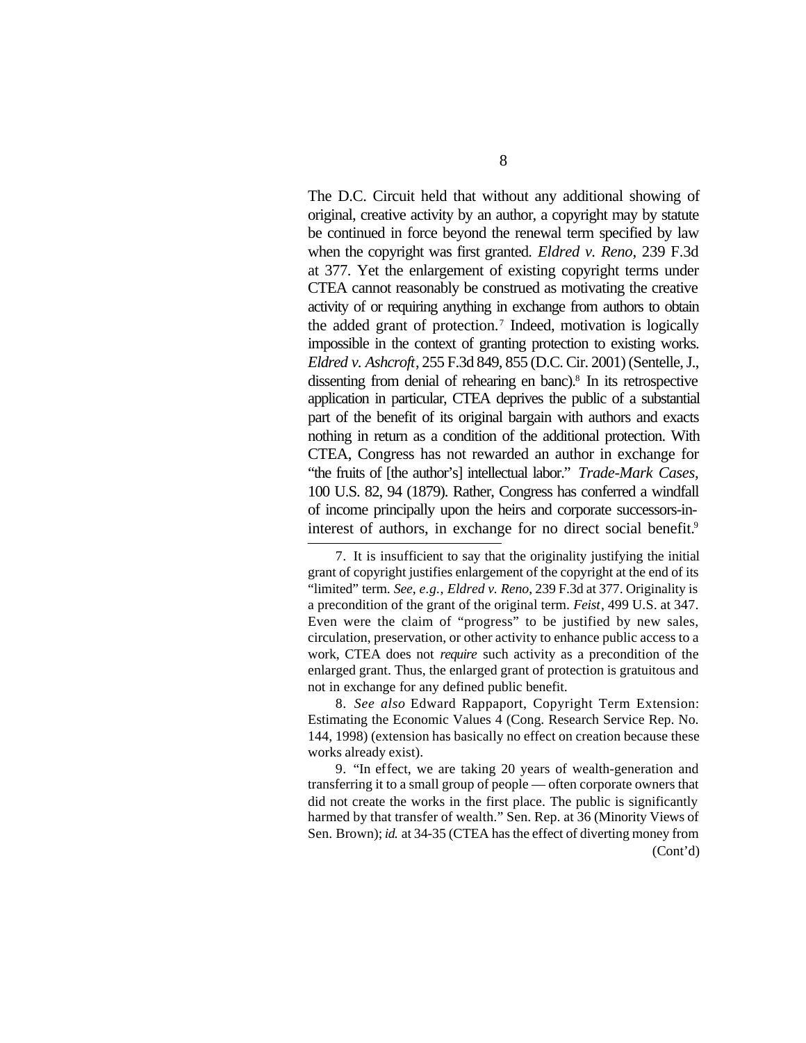The D.C. Circuit held that without any additional showing of original, creative activity by an author, a copyright may by statute be continued in force beyond the renewal term specified by law when the copyright was first granted. *Eldred v. Reno*, 239 F.3d at 377. Yet the enlargement of existing copyright terms under CTEA cannot reasonably be construed as motivating the creative activity of or requiring anything in exchange from authors to obtain the added grant of protection.[7] Indeed, motivation is logically impossible in the context of granting protection to existing works. *Eldred v. Ashcroft*, 255 F.3d 849, 855 (D.C. Cir. 2001) (Sentelle, J., dissenting from denial of rehearing en banc).[8] In its retrospective application in particular, CTEA deprives the public of a substantial part of the benefit of its original bargain with authors and exacts nothing in return as a condition of the additional protection. With CTEA, Congress has not rewarded an author in exchange for "the fruits of [the author's] intellectual labor." *Trade-Mark Cases*, 100 U.S. 82, 94 (1879). Rather, Congress has conferred a windfall of income principally upon the heirs and corporate successors-in-interest of authors, in exchange for no direct social benefit.[9]

---

7. It is insufficient to say that the originality justifying the initial grant of copyright justifies enlargement of the copyright at the end of its "limited" term. *See, e.g., Eldred v. Reno*, 239 F.3d at 377. Originality is a precondition of the grant of the original term. *Feist*, 499 U.S. at 347. Even were the claim of "progress" to be justified by new sales, circulation, preservation, or other activity to enhance public access to a work, CTEA does not *require* such activity as a precondition of the enlarged grant. Thus, the enlarged grant of protection is gratuitous and not in exchange for any defined public benefit.

8. *See also* Edward Rappaport, Copyright Term Extension: Estimating the Economic Values 4 (Cong. Research Service Rep. No. 144, 1998) (extension has basically no effect on creation because these works already exist).

9. "In effect, we are taking 20 years of wealth-generation and transferring it to a small group of people — often corporate owners that did not create the works in the first place. The public is significantly harmed by that transfer of wealth." Sen. Rep. at 36 (Minority Views of Sen. Brown); *id.* at 34-35 (CTEA has the effect of diverting money from

(Cont'd)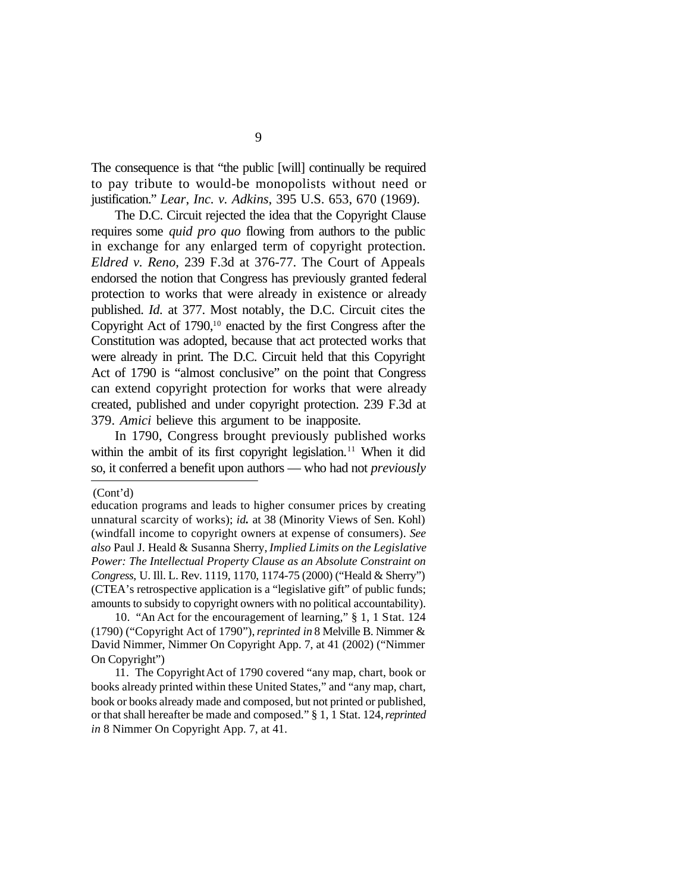The consequence is that "the public [will] continually be required to pay tribute to would-be monopolists without need or justification." *Lear*, *Inc. v. Adkins*, 395 U.S. 653, 670 (1969).

The D.C. Circuit rejected the idea that the Copyright Clause requires some *quid pro quo* flowing from authors to the public in exchange for any enlarged term of copyright protection. *Eldred v. Reno*, 239 F.3d at 376-77. The Court of Appeals endorsed the notion that Congress has previously granted federal protection to works that were already in existence or already published. *Id.* at 377. Most notably, the D.C. Circuit cites the Copyright Act of 1790,[10] enacted by the first Congress after the Constitution was adopted, because that act protected works that were already in print. The D.C. Circuit held that this Copyright Act of 1790 is "almost conclusive" on the point that Congress can extend copyright protection for works that were already created, published and under copyright protection. 239 F.3d at 379. *Amici* believe this argument to be inapposite.

In 1790, Congress brought previously published works within the ambit of its first copyright legislation.[11] When it did so, it conferred a benefit upon authors — who had not *previously*

---

(Cont'd)

education programs and leads to higher consumer prices by creating unnatural scarcity of works); *id.* at 38 (Minority Views of Sen. Kohl) (windfall income to copyright owners at expense of consumers). *See also* Paul J. Heald & Susanna Sherry, *Implied Limits on the Legislative Power: The Intellectual Property Clause as an Absolute Constraint on Congress*, U. Ill. L. Rev. 1119, 1170, 1174-75 (2000) ("Heald & Sherry") (CTEA's retrospective application is a "legislative gift" of public funds; amounts to subsidy to copyright owners with no political accountability).

10. "An Act for the encouragement of learning," § 1, 1 Stat. 124 (1790) ("Copyright Act of 1790"), *reprinted in* 8 Melville B. Nimmer & David Nimmer, Nimmer On Copyright App. 7, at 41 (2002) ("Nimmer On Copyright")

11. The Copyright Act of 1790 covered "any map, chart, book or books already printed within these United States," and "any map, chart, book or books already made and composed, but not printed or published, or that shall hereafter be made and composed." § 1, 1 Stat. 124, *reprinted in* 8 Nimmer On Copyright App. 7, at 41.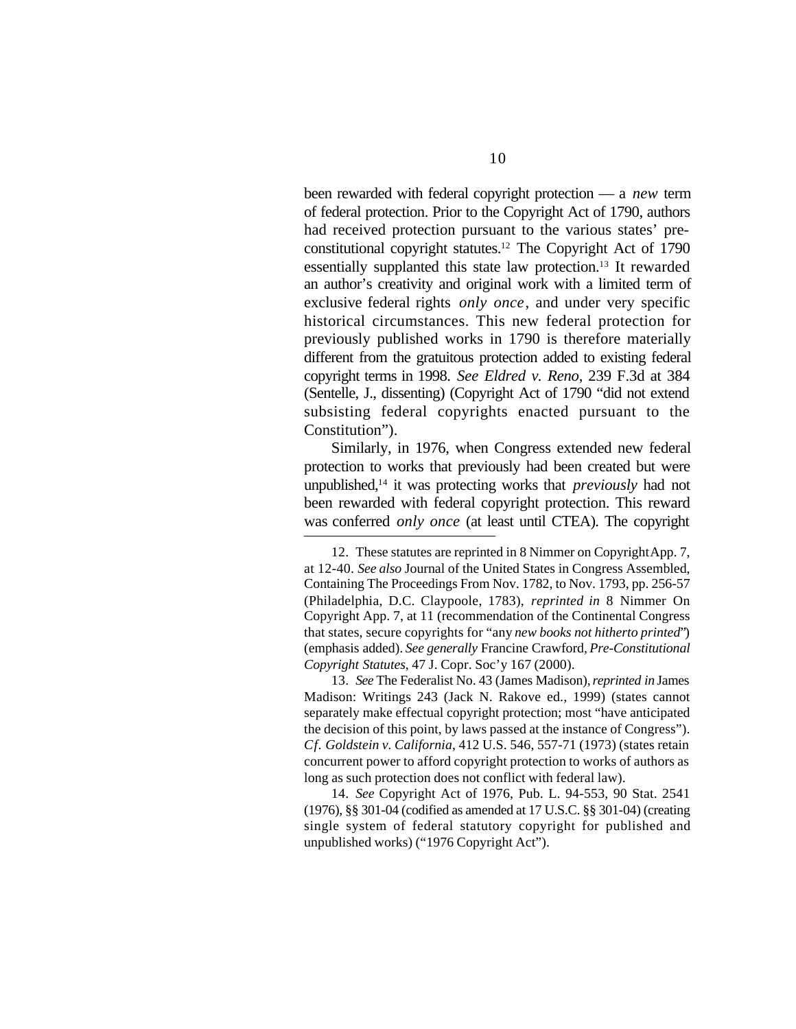been rewarded with federal copyright protection — a *new* term of federal protection. Prior to the Copyright Act of 1790, authors had received protection pursuant to the various states' pre-constitutional copyright statutes.[12] The Copyright Act of 1790 essentially supplanted this state law protection.[13] It rewarded an author's creativity and original work with a limited term of exclusive federal rights *only once*, and under very specific historical circumstances. This new federal protection for previously published works in 1790 is therefore materially different from the gratuitous protection added to existing federal copyright terms in 1998. *See Eldred v. Reno*, 239 F.3d at 384 (Sentelle, J., dissenting) (Copyright Act of 1790 "did not extend subsisting federal copyrights enacted pursuant to the Constitution").

Similarly, in 1976, when Congress extended new federal protection to works that previously had been created but were unpublished,[14] it was protecting works that *previously* had not been rewarded with federal copyright protection. This reward was conferred *only once* (at least until CTEA). The copyright

---

12. These statutes are reprinted in 8 Nimmer on Copyright App. 7, at 12-40. *See also* Journal of the United States in Congress Assembled, Containing The Proceedings From Nov. 1782, to Nov. 1793, pp. 256-57 (Philadelphia, D.C. Claypoole, 1783), *reprinted in* 8 Nimmer On Copyright App. 7, at 11 (recommendation of the Continental Congress that states, secure copyrights for "any *new books not hitherto printed*") (emphasis added). *See generally* Francine Crawford, *Pre-Constitutional Copyright Statutes*, 47 J. Copr. Soc'y 167 (2000).

13. *See* The Federalist No. 43 (James Madison), *reprinted in* James Madison: Writings 243 (Jack N. Rakove ed., 1999) (states cannot separately make effectual copyright protection; most "have anticipated the decision of this point, by laws passed at the instance of Congress"). *Cf. Goldstein v. California*, 412 U.S. 546, 557-71 (1973) (states retain concurrent power to afford copyright protection to works of authors as long as such protection does not conflict with federal law).

14. *See* Copyright Act of 1976, Pub. L. 94-553, 90 Stat. 2541 (1976), §§ 301-04 (codified as amended at 17 U.S.C. §§ 301-04) (creating single system of federal statutory copyright for published and unpublished works) ("1976 Copyright Act").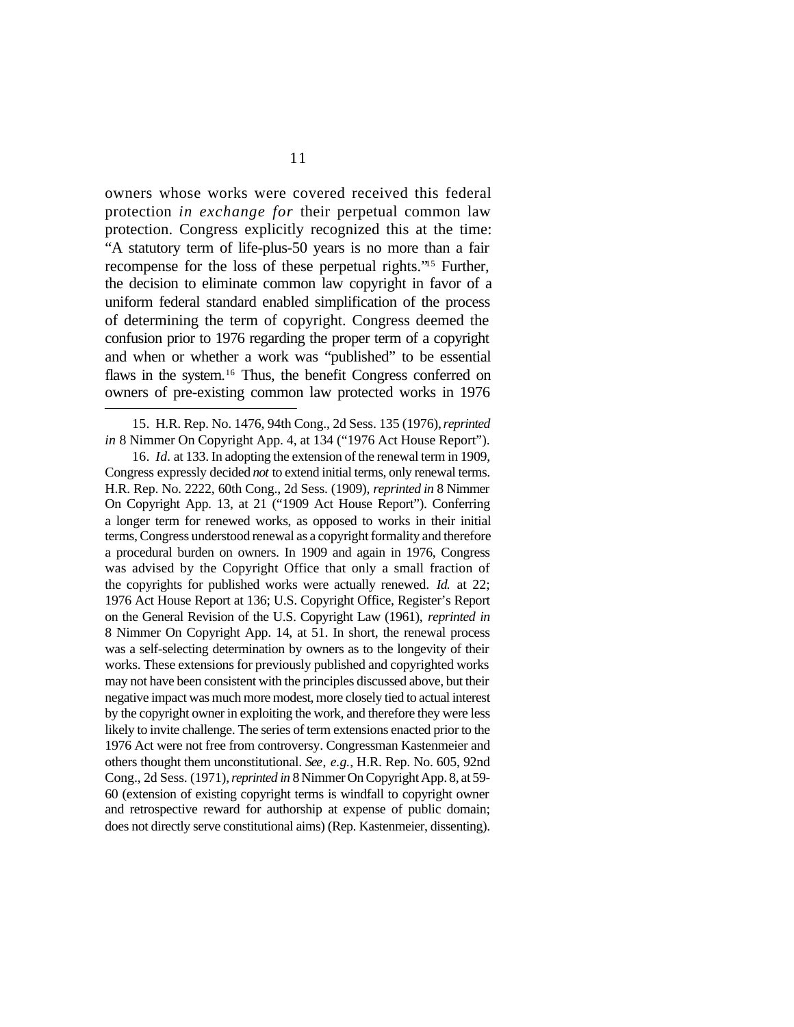owners whose works were covered received this federal protection *in exchange for* their perpetual common law protection. Congress explicitly recognized this at the time: "A statutory term of life-plus-50 years is no more than a fair recompense for the loss of these perpetual rights."[15] Further, the decision to eliminate common law copyright in favor of a uniform federal standard enabled simplification of the process of determining the term of copyright. Congress deemed the confusion prior to 1976 regarding the proper term of a copyright and when or whether a work was "published" to be essential flaws in the system.[16] Thus, the benefit Congress conferred on owners of pre-existing common law protected works in 1976

---

15. H.R. Rep. No. 1476, 94th Cong., 2d Sess. 135 (1976), *reprinted in* 8 Nimmer On Copyright App. 4, at 134 ("1976 Act House Report").

16. *Id*. at 133. In adopting the extension of the renewal term in 1909, Congress expressly decided *not* to extend initial terms, only renewal terms. H.R. Rep. No. 2222, 60th Cong., 2d Sess. (1909), *reprinted in* 8 Nimmer On Copyright App. 13, at 21 ("1909 Act House Report"). Conferring a longer term for renewed works, as opposed to works in their initial terms, Congress understood renewal as a copyright formality and therefore a procedural burden on owners. In 1909 and again in 1976, Congress was advised by the Copyright Office that only a small fraction of the copyrights for published works were actually renewed. *Id.* at 22; 1976 Act House Report at 136; U.S. Copyright Office, Register's Report on the General Revision of the U.S. Copyright Law (1961), *reprinted in* 8 Nimmer On Copyright App. 14, at 51. In short, the renewal process was a self-selecting determination by owners as to the longevity of their works. These extensions for previously published and copyrighted works may not have been consistent with the principles discussed above, but their negative impact was much more modest, more closely tied to actual interest by the copyright owner in exploiting the work, and therefore they were less likely to invite challenge. The series of term extensions enacted prior to the 1976 Act were not free from controversy. Congressman Kastenmeier and others thought them unconstitutional. *See*, *e.g.*, H.R. Rep. No. 605, 92nd Cong., 2d Sess. (1971), *reprinted in* 8 Nimmer On Copyright App. 8, at 59-60 (extension of existing copyright terms is windfall to copyright owner and retrospective reward for authorship at expense of public domain; does not directly serve constitutional aims) (Rep. Kastenmeier, dissenting).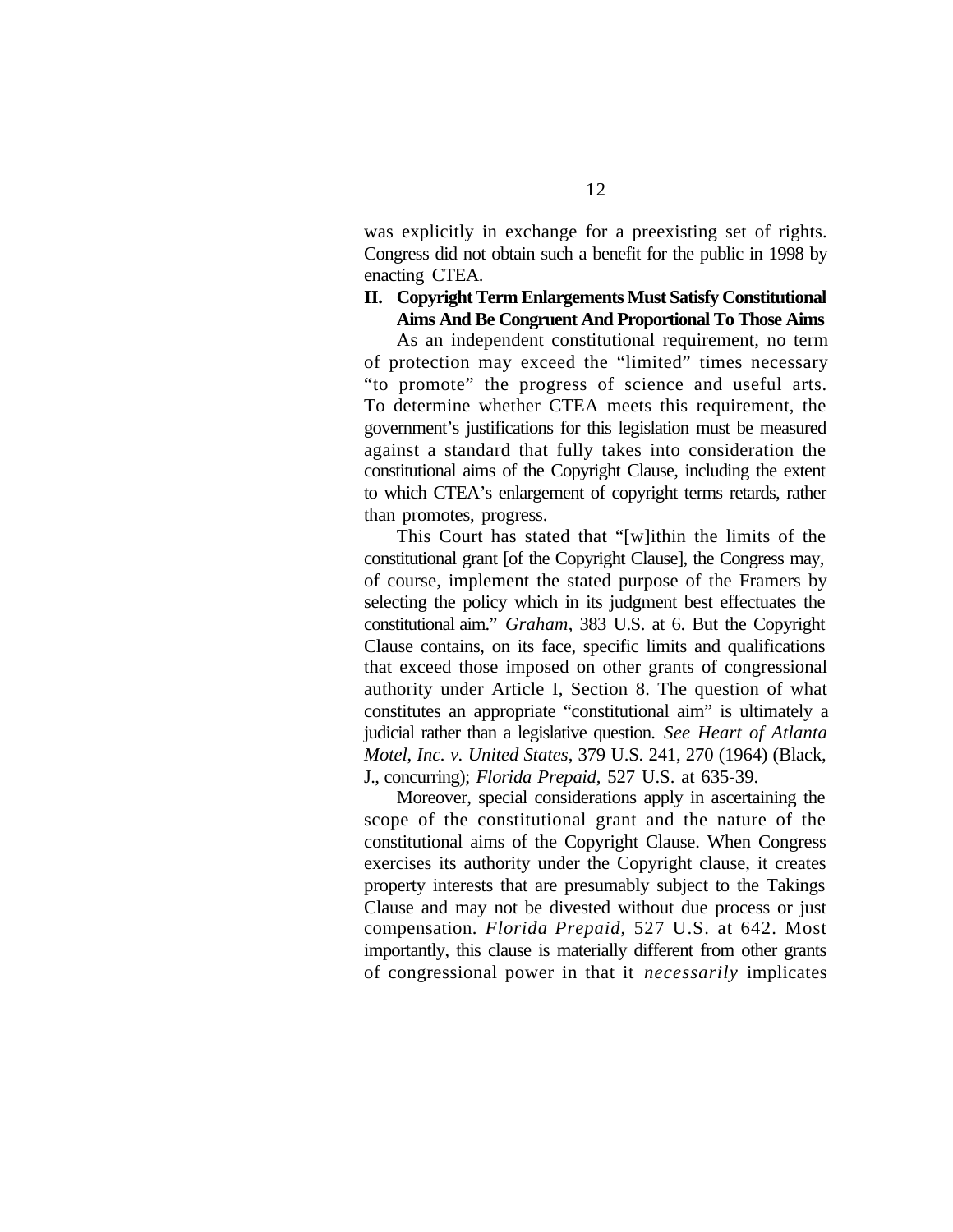was explicitly in exchange for a preexisting set of rights. Congress did not obtain such a benefit for the public in 1998 by enacting CTEA.

## II. Copyright Term Enlargements Must Satisfy Constitutional Aims And Be Congruent And Proportional To Those Aims

As an independent constitutional requirement, no term of protection may exceed the "limited" times necessary "to promote" the progress of science and useful arts. To determine whether CTEA meets this requirement, the government's justifications for this legislation must be measured against a standard that fully takes into consideration the constitutional aims of the Copyright Clause, including the extent to which CTEA's enlargement of copyright terms retards, rather than promotes, progress.

This Court has stated that "[w]ithin the limits of the constitutional grant [of the Copyright Clause], the Congress may, of course, implement the stated purpose of the Framers by selecting the policy which in its judgment best effectuates the constitutional aim." *Graham*, 383 U.S. at 6. But the Copyright Clause contains, on its face, specific limits and qualifications that exceed those imposed on other grants of congressional authority under Article I, Section 8. The question of what constitutes an appropriate "constitutional aim" is ultimately a judicial rather than a legislative question. *See Heart of Atlanta Motel, Inc. v. United States*, 379 U.S. 241, 270 (1964) (Black, J., concurring); *Florida Prepaid*, 527 U.S. at 635-39.

Moreover, special considerations apply in ascertaining the scope of the constitutional grant and the nature of the constitutional aims of the Copyright Clause. When Congress exercises its authority under the Copyright clause, it creates property interests that are presumably subject to the Takings Clause and may not be divested without due process or just compensation. *Florida Prepaid*, 527 U.S. at 642. Most importantly, this clause is materially different from other grants of congressional power in that it *necessarily* implicates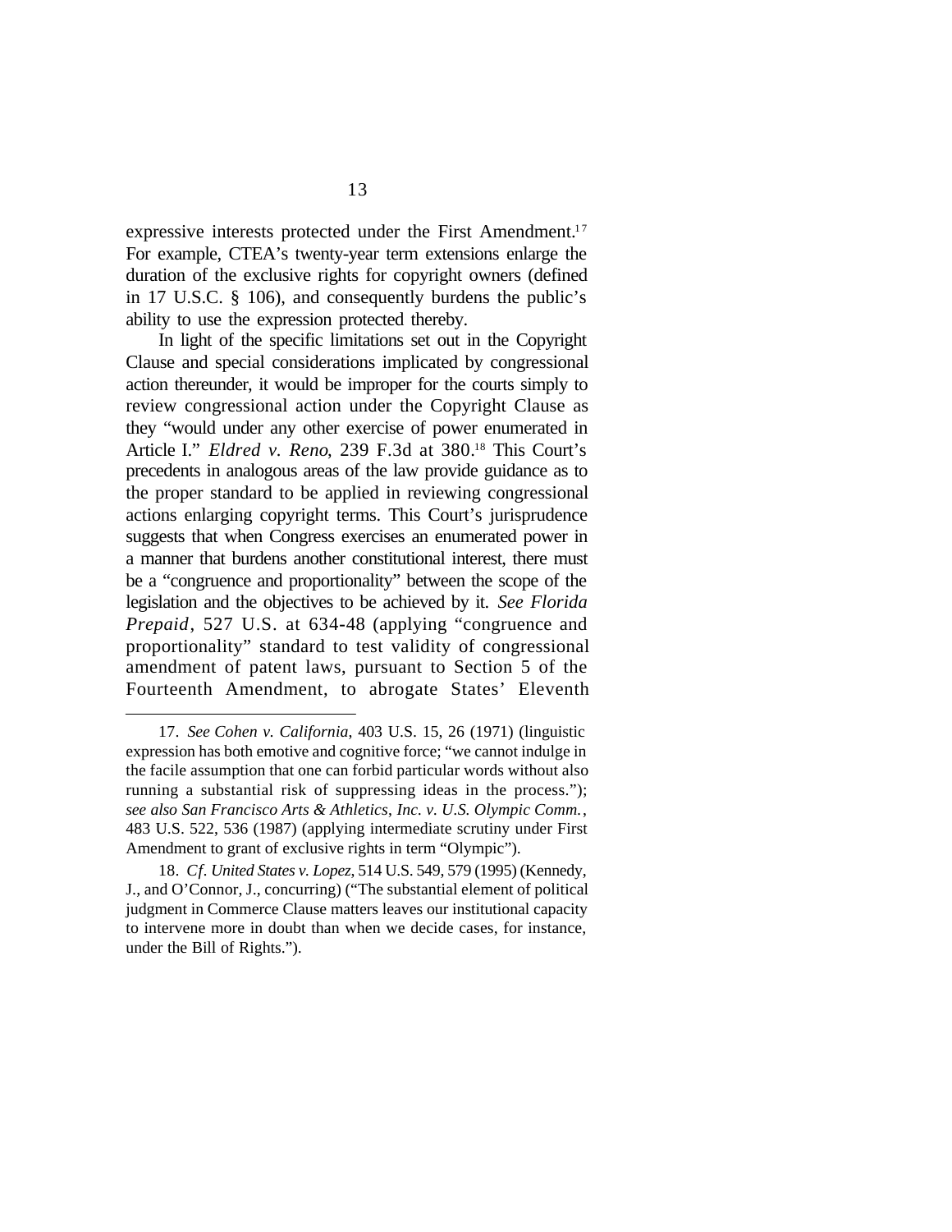expressive interests protected under the First Amendment.[17] For example, CTEA's twenty-year term extensions enlarge the duration of the exclusive rights for copyright owners (defined in 17 U.S.C. § 106), and consequently burdens the public's ability to use the expression protected thereby.

In light of the specific limitations set out in the Copyright Clause and special considerations implicated by congressional action thereunder, it would be improper for the courts simply to review congressional action under the Copyright Clause as they "would under any other exercise of power enumerated in Article I." *Eldred v. Reno*, 239 F.3d at 380.[18] This Court's precedents in analogous areas of the law provide guidance as to the proper standard to be applied in reviewing congressional actions enlarging copyright terms. This Court's jurisprudence suggests that when Congress exercises an enumerated power in a manner that burdens another constitutional interest, there must be a "congruence and proportionality" between the scope of the legislation and the objectives to be achieved by it. *See Florida Prepaid*, 527 U.S. at 634-48 (applying "congruence and proportionality" standard to test validity of congressional amendment of patent laws, pursuant to Section 5 of the Fourteenth Amendment, to abrogate States' Eleventh

---

17. *See Cohen v. California*, 403 U.S. 15, 26 (1971) (linguistic expression has both emotive and cognitive force; "we cannot indulge in the facile assumption that one can forbid particular words without also running a substantial risk of suppressing ideas in the process."); *see also San Francisco Arts & Athletics, Inc. v. U.S. Olympic Comm.*, 483 U.S. 522, 536 (1987) (applying intermediate scrutiny under First Amendment to grant of exclusive rights in term "Olympic").

18. *Cf*. *United States v. Lopez*, 514 U.S. 549, 579 (1995) (Kennedy, J., and O'Connor, J., concurring) ("The substantial element of political judgment in Commerce Clause matters leaves our institutional capacity to intervene more in doubt than when we decide cases, for instance, under the Bill of Rights.").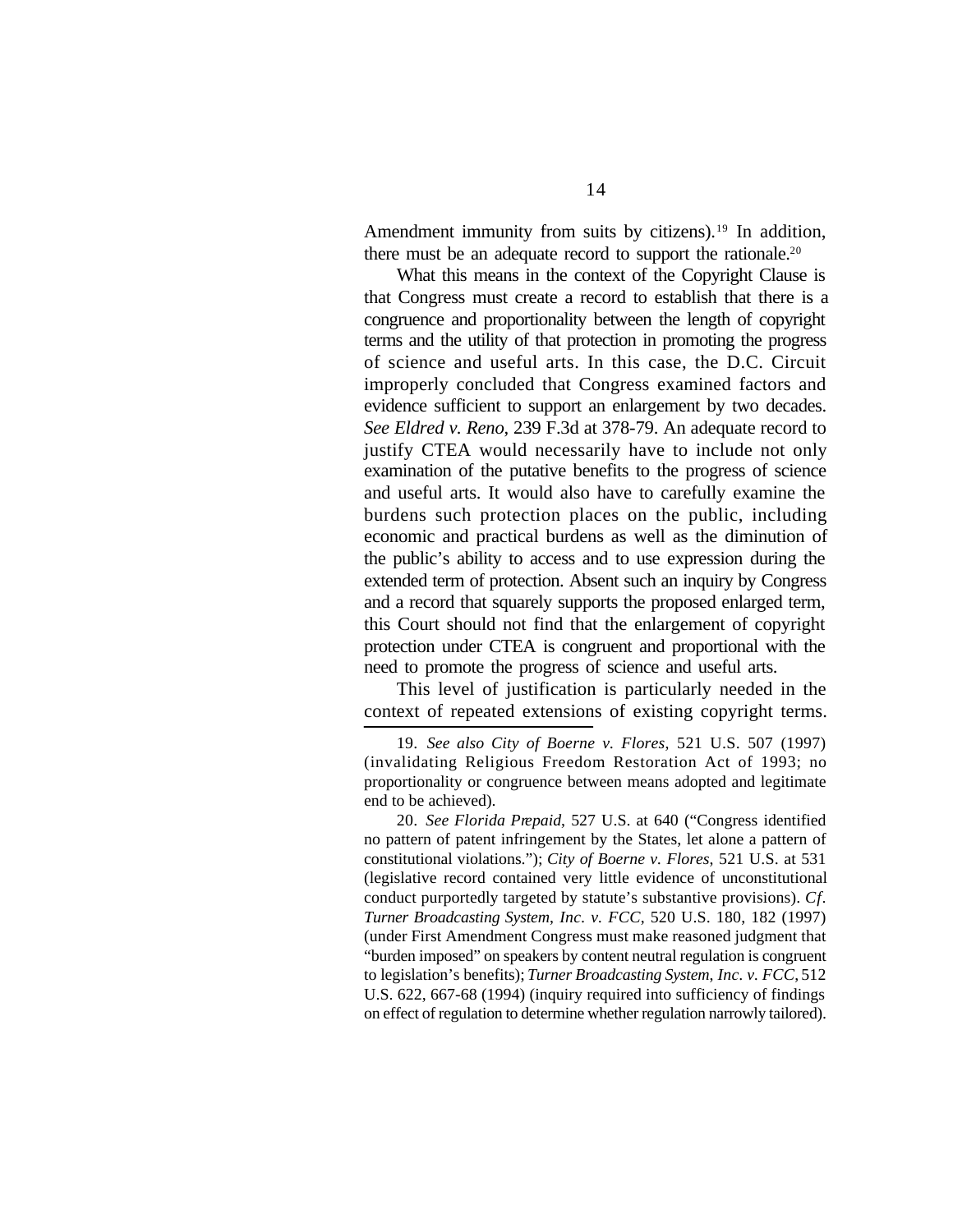Amendment immunity from suits by citizens).[19] In addition, there must be an adequate record to support the rationale.[20]

What this means in the context of the Copyright Clause is that Congress must create a record to establish that there is a congruence and proportionality between the length of copyright terms and the utility of that protection in promoting the progress of science and useful arts. In this case, the D.C. Circuit improperly concluded that Congress examined factors and evidence sufficient to support an enlargement by two decades. *See Eldred v. Reno*, 239 F.3d at 378-79. An adequate record to justify CTEA would necessarily have to include not only examination of the putative benefits to the progress of science and useful arts. It would also have to carefully examine the burdens such protection places on the public, including economic and practical burdens as well as the diminution of the public's ability to access and to use expression during the extended term of protection. Absent such an inquiry by Congress and a record that squarely supports the proposed enlarged term, this Court should not find that the enlargement of copyright protection under CTEA is congruent and proportional with the need to promote the progress of science and useful arts.

This level of justification is particularly needed in the context of repeated extensions of existing copyright terms.

---

19. *See also City of Boerne v. Flores*, 521 U.S. 507 (1997) (invalidating Religious Freedom Restoration Act of 1993; no proportionality or congruence between means adopted and legitimate end to be achieved).

20. *See Florida Prepaid*, 527 U.S. at 640 ("Congress identified no pattern of patent infringement by the States, let alone a pattern of constitutional violations."); *City of Boerne v. Flores*, 521 U.S. at 531 (legislative record contained very little evidence of unconstitutional conduct purportedly targeted by statute's substantive provisions). *Cf*. *Turner Broadcasting System, Inc. v. FCC*, 520 U.S. 180, 182 (1997) (under First Amendment Congress must make reasoned judgment that "burden imposed" on speakers by content neutral regulation is congruent to legislation's benefits); *Turner Broadcasting System, Inc. v. FCC*, 512 U.S. 622, 667-68 (1994) (inquiry required into sufficiency of findings on effect of regulation to determine whether regulation narrowly tailored).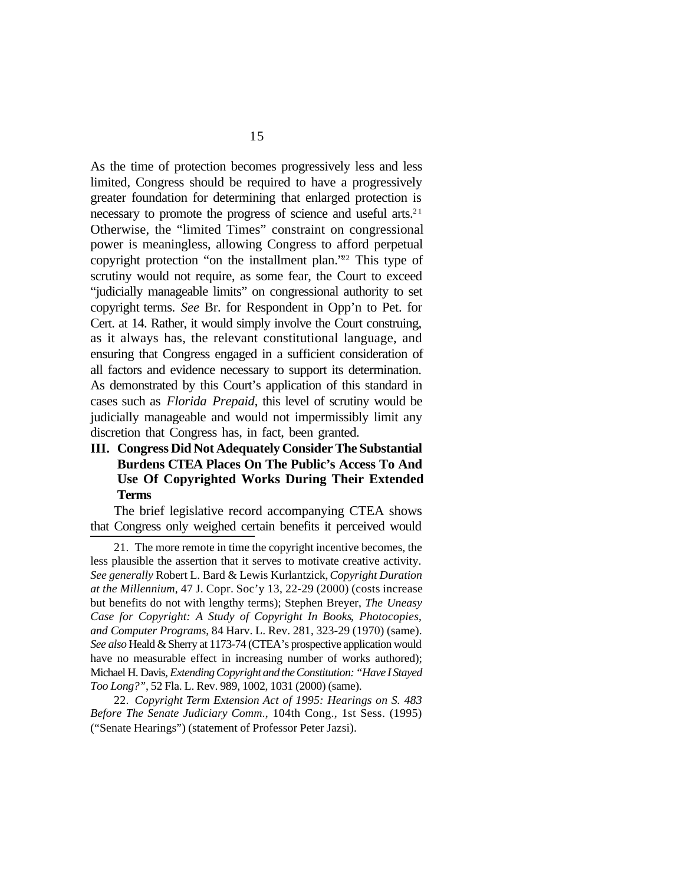As the time of protection becomes progressively less and less limited, Congress should be required to have a progressively greater foundation for determining that enlarged protection is necessary to promote the progress of science and useful arts.[21] Otherwise, the "limited Times" constraint on congressional power is meaningless, allowing Congress to afford perpetual copyright protection "on the installment plan."[22] This type of scrutiny would not require, as some fear, the Court to exceed "judicially manageable limits" on congressional authority to set copyright terms. *See* Br. for Respondent in Opp'n to Pet. for Cert. at 14. Rather, it would simply involve the Court construing, as it always has, the relevant constitutional language, and ensuring that Congress engaged in a sufficient consideration of all factors and evidence necessary to support its determination. As demonstrated by this Court's application of this standard in cases such as *Florida Prepaid*, this level of scrutiny would be judicially manageable and would not impermissibly limit any discretion that Congress has, in fact, been granted.

## III. Congress Did Not Adequately Consider The Substantial Burdens CTEA Places On The Public's Access To And Use Of Copyrighted Works During Their Extended Terms

The brief legislative record accompanying CTEA shows that Congress only weighed certain benefits it perceived would

---

21. The more remote in time the copyright incentive becomes, the less plausible the assertion that it serves to motivate creative activity. *See generally* Robert L. Bard & Lewis Kurlantzick, *Copyright Duration at the Millennium*, 47 J. Copr. Soc'y 13, 22-29 (2000) (costs increase but benefits do not with lengthy terms); Stephen Breyer, *The Uneasy Case for Copyright: A Study of Copyright In Books, Photocopies, and Computer Programs*, 84 Harv. L. Rev. 281, 323-29 (1970) (same). *See also* Heald & Sherry at 1173-74 (CTEA's prospective application would have no measurable effect in increasing number of works authored); Michael H. Davis, *Extending Copyright and the Constitution: "Have I Stayed Too Long?"*, 52 Fla. L. Rev. 989, 1002, 1031 (2000) (same).

22. *Copyright Term Extension Act of 1995: Hearings on S. 483 Before The Senate Judiciary Comm.*, 104th Cong., 1st Sess. (1995) ("Senate Hearings") (statement of Professor Peter Jazsi).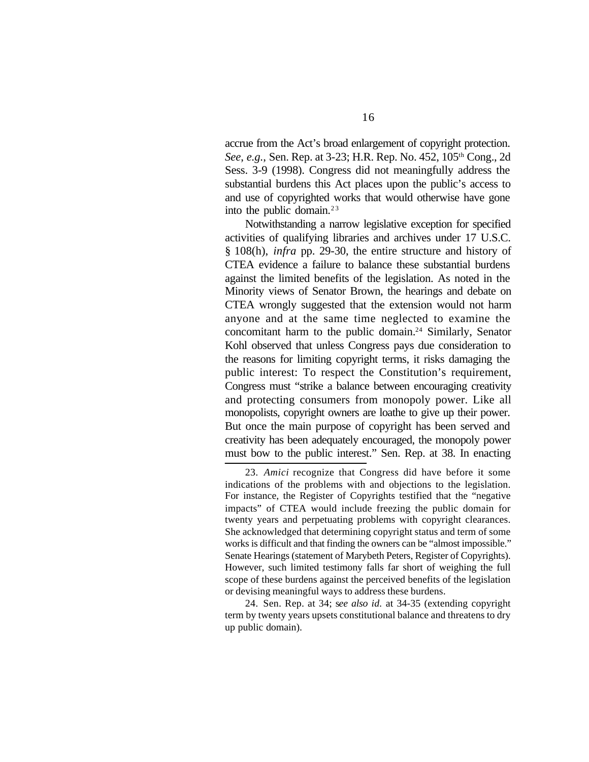accrue from the Act's broad enlargement of copyright protection. *See, e.g.*, Sen. Rep. at 3-23; H.R. Rep. No. 452, 105th Cong., 2d Sess. 3-9 (1998). Congress did not meaningfully address the substantial burdens this Act places upon the public's access to and use of copyrighted works that would otherwise have gone into the public domain.[23]

Notwithstanding a narrow legislative exception for specified activities of qualifying libraries and archives under 17 U.S.C. § 108(h), *infra* pp. 29-30, the entire structure and history of CTEA evidence a failure to balance these substantial burdens against the limited benefits of the legislation. As noted in the Minority views of Senator Brown, the hearings and debate on CTEA wrongly suggested that the extension would not harm anyone and at the same time neglected to examine the concomitant harm to the public domain.[24] Similarly, Senator Kohl observed that unless Congress pays due consideration to the reasons for limiting copyright terms, it risks damaging the public interest: To respect the Constitution's requirement, Congress must "strike a balance between encouraging creativity and protecting consumers from monopoly power. Like all monopolists, copyright owners are loathe to give up their power. But once the main purpose of copyright has been served and creativity has been adequately encouraged, the monopoly power must bow to the public interest." Sen. Rep. at 38. In enacting

23. *Amici* recognize that Congress did have before it some indications of the problems with and objections to the legislation. For instance, the Register of Copyrights testified that the "negative impacts" of CTEA would include freezing the public domain for twenty years and perpetuating problems with copyright clearances. She acknowledged that determining copyright status and term of some works is difficult and that finding the owners can be "almost impossible." Senate Hearings (statement of Marybeth Peters, Register of Copyrights). However, such limited testimony falls far short of weighing the full scope of these burdens against the perceived benefits of the legislation or devising meaningful ways to address these burdens.

24. Sen. Rep. at 34; s*ee also id.* at 34-35 (extending copyright term by twenty years upsets constitutional balance and threatens to dry up public domain).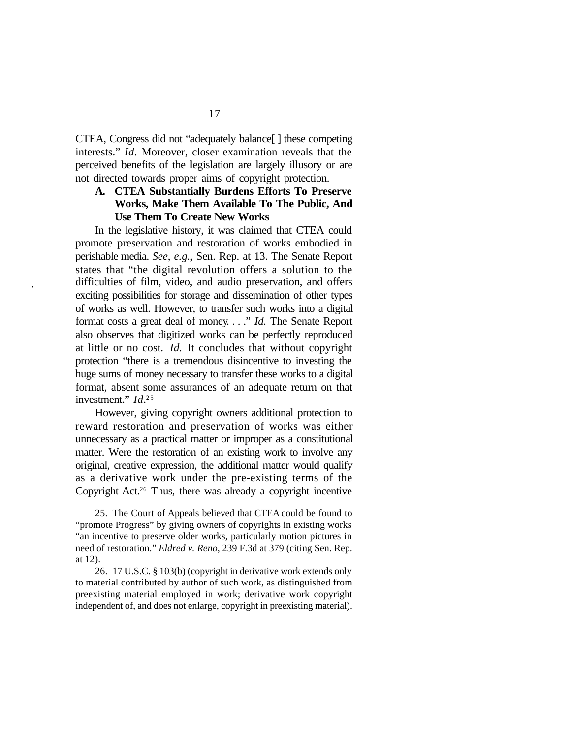CTEA, Congress did not "adequately balance[ ] these competing interests." *Id*. Moreover, closer examination reveals that the perceived benefits of the legislation are largely illusory or are not directed towards proper aims of copyright protection.

### A. CTEA Substantially Burdens Efforts To Preserve Works, Make Them Available To The Public, And Use Them To Create New Works

In the legislative history, it was claimed that CTEA could promote preservation and restoration of works embodied in perishable media. *See, e.g.*, Sen. Rep. at 13. The Senate Report states that "the digital revolution offers a solution to the difficulties of film, video, and audio preservation, and offers exciting possibilities for storage and dissemination of other types of works as well. However, to transfer such works into a digital format costs a great deal of money. . . ." *Id.* The Senate Report also observes that digitized works can be perfectly reproduced at little or no cost. *Id.* It concludes that without copyright protection "there is a tremendous disincentive to investing the huge sums of money necessary to transfer these works to a digital format, absent some assurances of an adequate return on that investment." *Id*.[25]

However, giving copyright owners additional protection to reward restoration and preservation of works was either unnecessary as a practical matter or improper as a constitutional matter. Were the restoration of an existing work to involve any original, creative expression, the additional matter would qualify as a derivative work under the pre-existing terms of the Copyright Act.[26] Thus, there was already a copyright incentive

---

25. The Court of Appeals believed that CTEA could be found to "promote Progress" by giving owners of copyrights in existing works "an incentive to preserve older works, particularly motion pictures in need of restoration." *Eldred v. Reno*, 239 F.3d at 379 (citing Sen. Rep. at 12).

26. 17 U.S.C. § 103(b) (copyright in derivative work extends only to material contributed by author of such work, as distinguished from preexisting material employed in work; derivative work copyright independent of, and does not enlarge, copyright in preexisting material).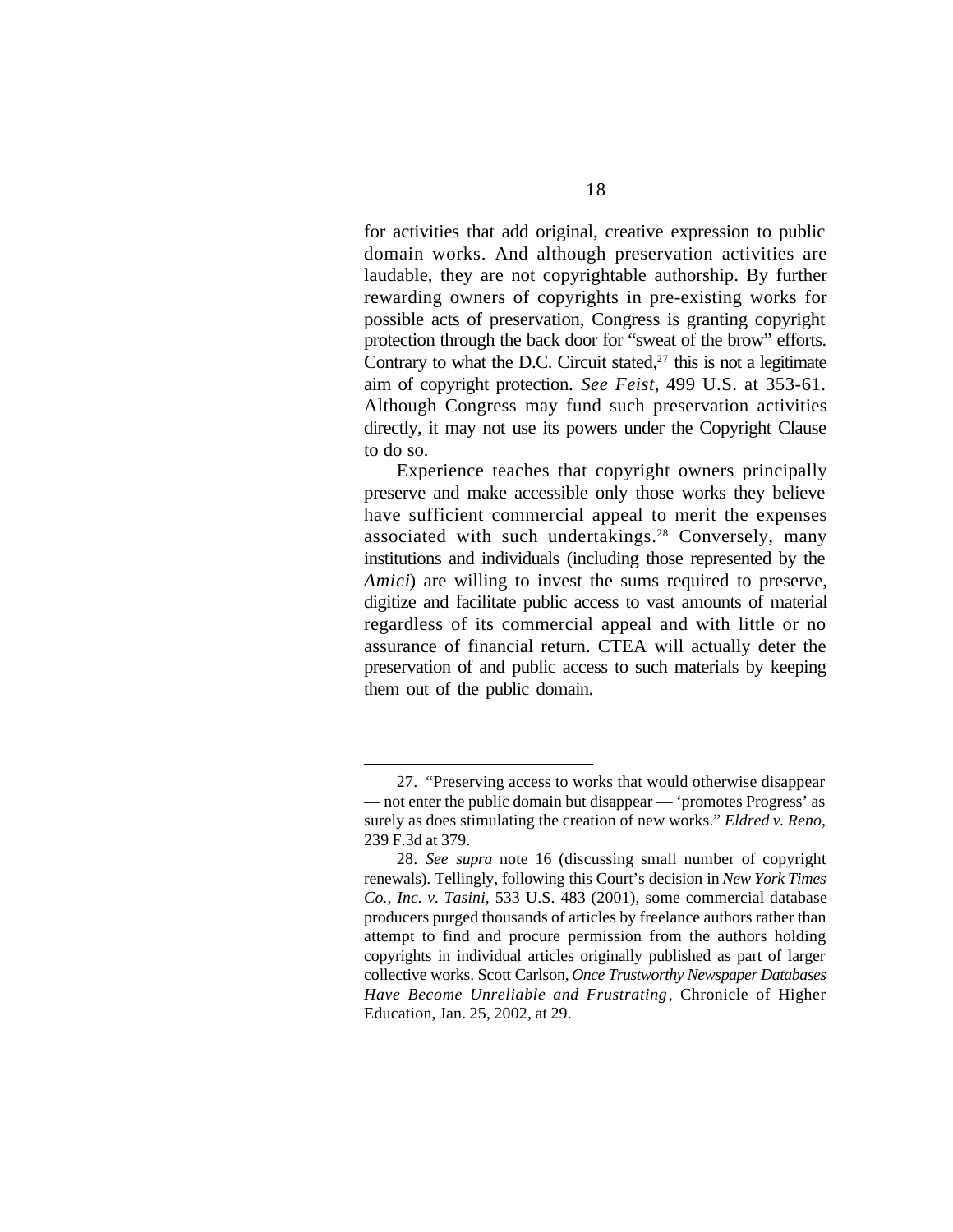for activities that add original, creative expression to public domain works. And although preservation activities are laudable, they are not copyrightable authorship. By further rewarding owners of copyrights in pre-existing works for possible acts of preservation, Congress is granting copyright protection through the back door for "sweat of the brow" efforts. Contrary to what the D.C. Circuit stated,[27] this is not a legitimate aim of copyright protection. *See Feist*, 499 U.S. at 353-61. Although Congress may fund such preservation activities directly, it may not use its powers under the Copyright Clause to do so.

Experience teaches that copyright owners principally preserve and make accessible only those works they believe have sufficient commercial appeal to merit the expenses associated with such undertakings.[28] Conversely, many institutions and individuals (including those represented by the *Amici*) are willing to invest the sums required to preserve, digitize and facilitate public access to vast amounts of material regardless of its commercial appeal and with little or no assurance of financial return. CTEA will actually deter the preservation of and public access to such materials by keeping them out of the public domain.

---

27. "Preserving access to works that would otherwise disappear — not enter the public domain but disappear — 'promotes Progress' as surely as does stimulating the creation of new works." *Eldred v. Reno*, 239 F.3d at 379.

28. *See supra* note 16 (discussing small number of copyright renewals). Tellingly, following this Court's decision in *New York Times Co., Inc. v. Tasini*, 533 U.S. 483 (2001), some commercial database producers purged thousands of articles by freelance authors rather than attempt to find and procure permission from the authors holding copyrights in individual articles originally published as part of larger collective works. Scott Carlson, *Once Trustworthy Newspaper Databases Have Become Unreliable and Frustrating*, Chronicle of Higher Education, Jan. 25, 2002, at 29.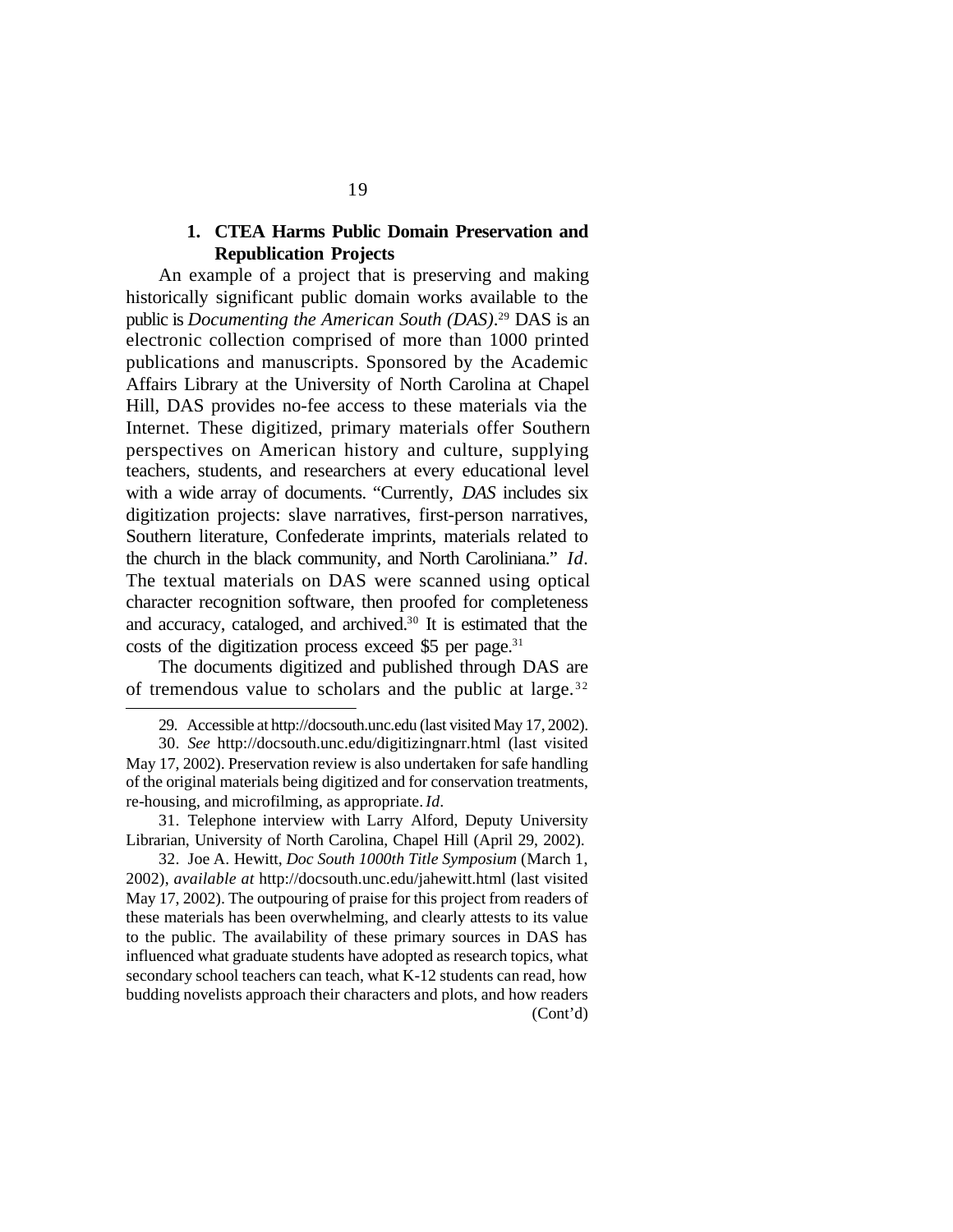### 1. CTEA Harms Public Domain Preservation and Republication Projects

An example of a project that is preserving and making historically significant public domain works available to the public is *Documenting the American South (DAS)*.[29] DAS is an electronic collection comprised of more than 1000 printed publications and manuscripts. Sponsored by the Academic Affairs Library at the University of North Carolina at Chapel Hill, DAS provides no-fee access to these materials via the Internet. These digitized, primary materials offer Southern perspectives on American history and culture, supplying teachers, students, and researchers at every educational level with a wide array of documents. "Currently, *DAS* includes six digitization projects: slave narratives, first-person narratives, Southern literature, Confederate imprints, materials related to the church in the black community, and North Caroliniana." *Id*. The textual materials on DAS were scanned using optical character recognition software, then proofed for completeness and accuracy, cataloged, and archived.[30] It is estimated that the costs of the digitization process exceed $5 per page.[31]

The documents digitized and published through DAS are of tremendous value to scholars and the public at large.[32]

---

29. Accessible at http://docsouth.unc.edu (last visited May 17, 2002).

30. *See* http://docsouth.unc.edu/digitizingnarr.html (last visited May 17, 2002). Preservation review is also undertaken for safe handling of the original materials being digitized and for conservation treatments, re-housing, and microfilming, as appropriate. *Id*.

31. Telephone interview with Larry Alford, Deputy University Librarian, University of North Carolina, Chapel Hill (April 29, 2002).

32. Joe A. Hewitt, *Doc South 1000th Title Symposium* (March 1, 2002), *available at* http://docsouth.unc.edu/jahewitt.html (last visited May 17, 2002). The outpouring of praise for this project from readers of these materials has been overwhelming, and clearly attests to its value to the public. The availability of these primary sources in DAS has influenced what graduate students have adopted as research topics, what secondary school teachers can teach, what K-12 students can read, how budding novelists approach their characters and plots, and how readers (Cont'd)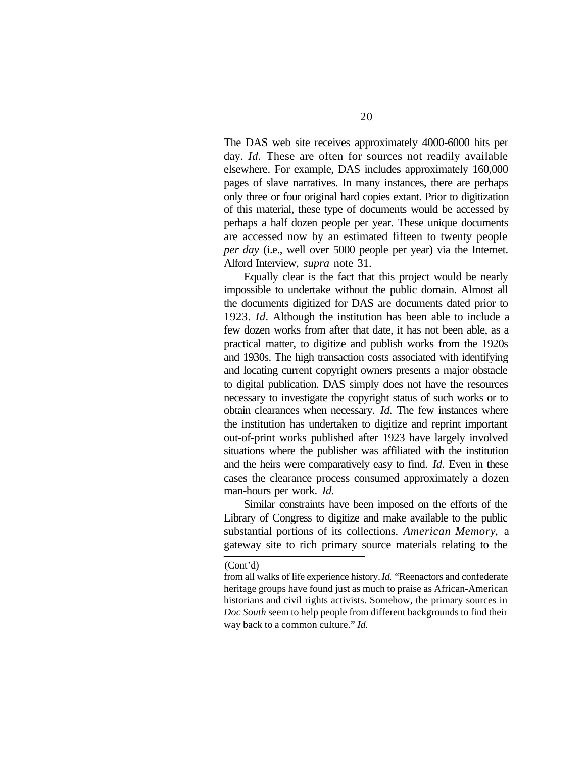The DAS web site receives approximately 4000-6000 hits per day. *Id.* These are often for sources not readily available elsewhere. For example, DAS includes approximately 160,000 pages of slave narratives. In many instances, there are perhaps only three or four original hard copies extant. Prior to digitization of this material, these type of documents would be accessed by perhaps a half dozen people per year. These unique documents are accessed now by an estimated fifteen to twenty people *per day* (i.e., well over 5000 people per year) via the Internet. Alford Interview, *supra* note 31.

Equally clear is the fact that this project would be nearly impossible to undertake without the public domain. Almost all the documents digitized for DAS are documents dated prior to 1923. *Id*. Although the institution has been able to include a few dozen works from after that date, it has not been able, as a practical matter, to digitize and publish works from the 1920s and 1930s. The high transaction costs associated with identifying and locating current copyright owners presents a major obstacle to digital publication. DAS simply does not have the resources necessary to investigate the copyright status of such works or to obtain clearances when necessary. *Id.* The few instances where the institution has undertaken to digitize and reprint important out-of-print works published after 1923 have largely involved situations where the publisher was affiliated with the institution and the heirs were comparatively easy to find. *Id.* Even in these cases the clearance process consumed approximately a dozen man-hours per work. *Id.*

Similar constraints have been imposed on the efforts of the Library of Congress to digitize and make available to the public substantial portions of its collections. *American Memory*, a gateway site to rich primary source materials relating to the

---

(Cont'd)

from all walks of life experience history. *Id.* "Reenactors and confederate heritage groups have found just as much to praise as African-American historians and civil rights activists. Somehow, the primary sources in *Doc South* seem to help people from different backgrounds to find their way back to a common culture." *Id.*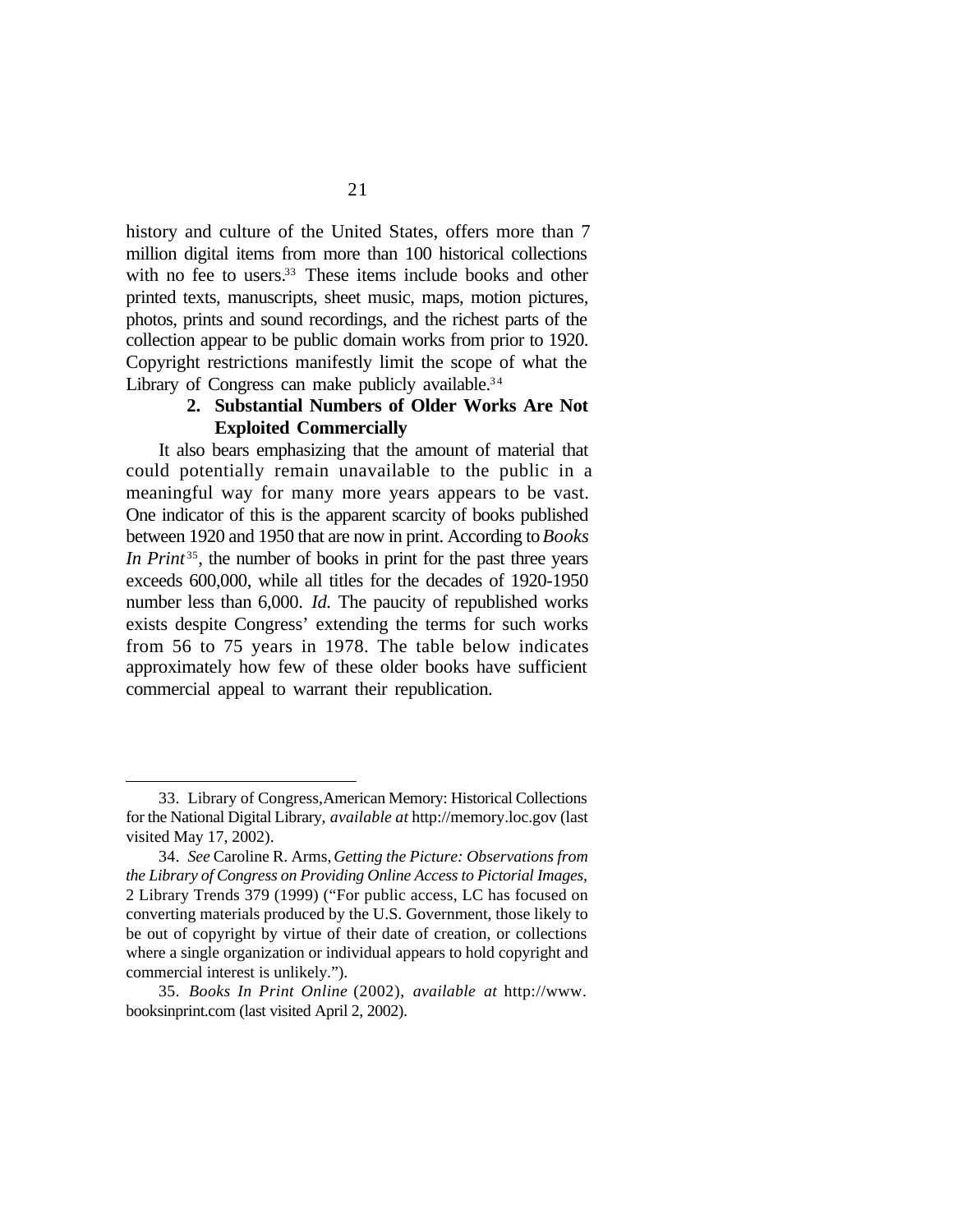history and culture of the United States, offers more than 7 million digital items from more than 100 historical collections with no fee to users.[33] These items include books and other printed texts, manuscripts, sheet music, maps, motion pictures, photos, prints and sound recordings, and the richest parts of the collection appear to be public domain works from prior to 1920. Copyright restrictions manifestly limit the scope of what the Library of Congress can make publicly available.[34]

### 2. Substantial Numbers of Older Works Are Not Exploited Commercially

It also bears emphasizing that the amount of material that could potentially remain unavailable to the public in a meaningful way for many more years appears to be vast. One indicator of this is the apparent scarcity of books published between 1920 and 1950 that are now in print. According to *Books In Print*[35], the number of books in print for the past three years exceeds 600,000, while all titles for the decades of 1920-1950 number less than 6,000. *Id.* The paucity of republished works exists despite Congress' extending the terms for such works from 56 to 75 years in 1978. The table below indicates approximately how few of these older books have sufficient commercial appeal to warrant their republication.

---

33. Library of Congress, American Memory: Historical Collections for the National Digital Library, *available at* http://memory.loc.gov (last visited May 17, 2002).

34. *See* Caroline R. Arms, *Getting the Picture: Observations from the Library of Congress on Providing Online Access to Pictorial Images*, 2 Library Trends 379 (1999) ("For public access, LC has focused on converting materials produced by the U.S. Government, those likely to be out of copyright by virtue of their date of creation, or collections where a single organization or individual appears to hold copyright and commercial interest is unlikely.").

35. *Books In Print Online* (2002), *available at* http://www.booksinprint.com (last visited April 2, 2002).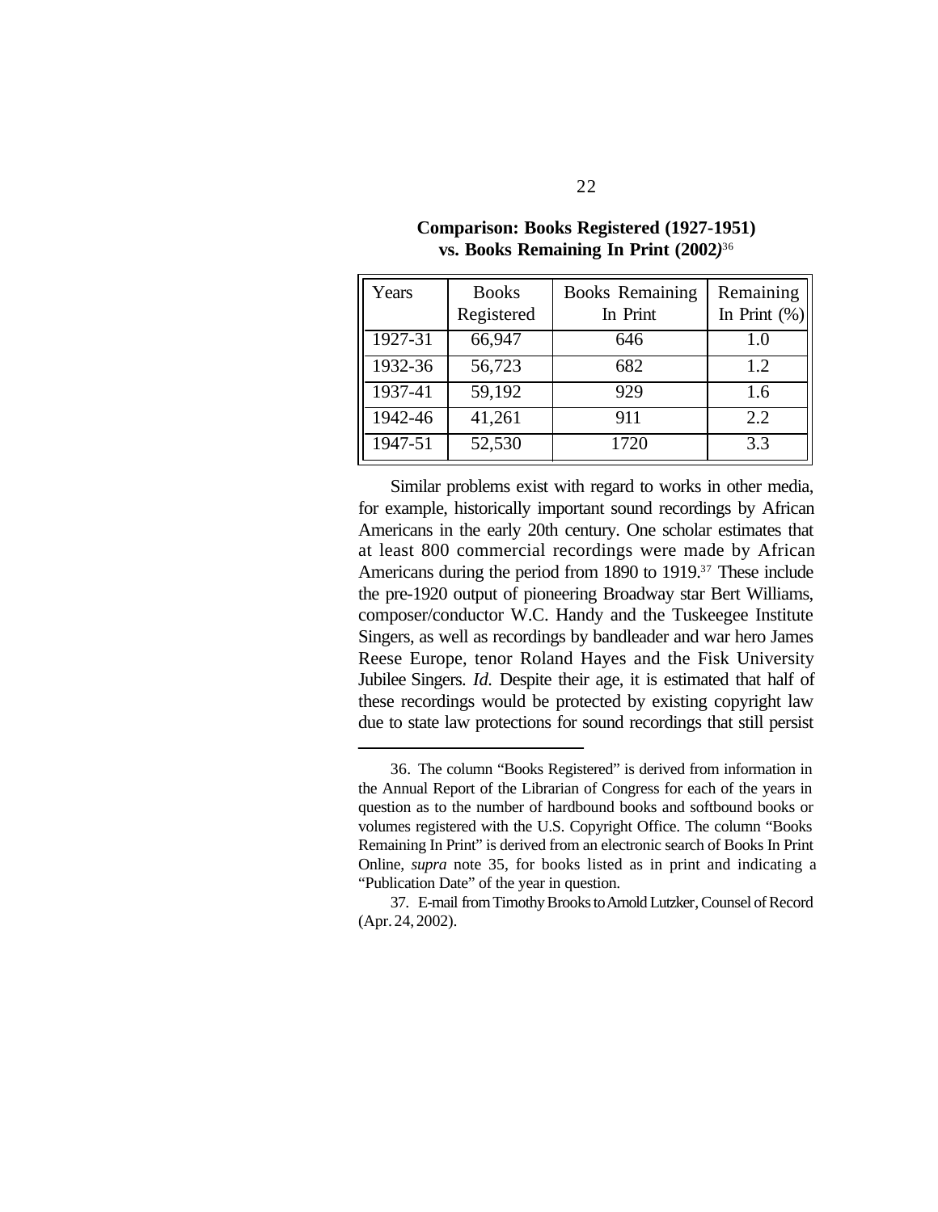**Comparison: Books Registered (1927-1951) vs. Books Remaining In Print (2002)**[36]

| Years | Books Registered | Books Remaining In Print | Remaining In Print (%) |
|---|---|---|---|
| 1927-31 | 66,947 | 646 | 1.0 |
| 1932-36 | 56,723 | 682 | 1.2 |
| 1937-41 | 59,192 | 929 | 1.6 |
| 1942-46 | 41,261 | 911 | 2.2 |
| 1947-51 | 52,530 | 1720 | 3.3 |

Similar problems exist with regard to works in other media, for example, historically important sound recordings by African Americans in the early 20th century. One scholar estimates that at least 800 commercial recordings were made by African Americans during the period from 1890 to 1919.[37] These include the pre-1920 output of pioneering Broadway star Bert Williams, composer/conductor W.C. Handy and the Tuskeegee Institute Singers, as well as recordings by bandleader and war hero James Reese Europe, tenor Roland Hayes and the Fisk University Jubilee Singers. *Id.* Despite their age, it is estimated that half of these recordings would be protected by existing copyright law due to state law protections for sound recordings that still persist

---

36. The column "Books Registered" is derived from information in the Annual Report of the Librarian of Congress for each of the years in question as to the number of hardbound books and softbound books or volumes registered with the U.S. Copyright Office. The column "Books Remaining In Print" is derived from an electronic search of Books In Print Online, *supra* note 35, for books listed as in print and indicating a "Publication Date" of the year in question.

37. E-mail from Timothy Brooks to Arnold Lutzker, Counsel of Record (Apr. 24, 2002).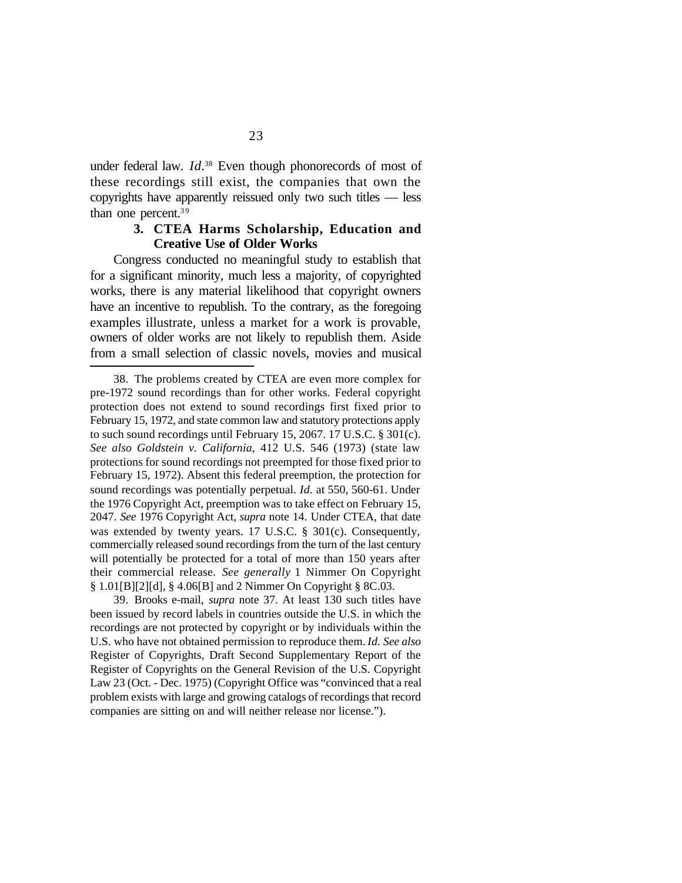under federal law. *Id*.[38] Even though phonorecords of most of these recordings still exist, the companies that own the copyrights have apparently reissued only two such titles — less than one percent.[39]

### 3. CTEA Harms Scholarship, Education and Creative Use of Older Works

Congress conducted no meaningful study to establish that for a significant minority, much less a majority, of copyrighted works, there is any material likelihood that copyright owners have an incentive to republish. To the contrary, as the foregoing examples illustrate, unless a market for a work is provable, owners of older works are not likely to republish them. Aside from a small selection of classic novels, movies and musical

---

38. The problems created by CTEA are even more complex for pre-1972 sound recordings than for other works. Federal copyright protection does not extend to sound recordings first fixed prior to February 15, 1972, and state common law and statutory protections apply to such sound recordings until February 15, 2067. 17 U.S.C. § 301(c). *See also Goldstein v. California*, 412 U.S. 546 (1973) (state law protections for sound recordings not preempted for those fixed prior to February 15, 1972). Absent this federal preemption, the protection for sound recordings was potentially perpetual. *Id*. at 550, 560-61. Under the 1976 Copyright Act, preemption was to take effect on February 15, 2047. *See* 1976 Copyright Act, *supra* note 14. Under CTEA, that date was extended by twenty years. 17 U.S.C. § 301(c). Consequently, commercially released sound recordings from the turn of the last century will potentially be protected for a total of more than 150 years after their commercial release. *See generally* 1 Nimmer On Copyright § 1.01[B][2][d], § 4.06[B] and 2 Nimmer On Copyright § 8C.03.

39. Brooks e-mail, *supra* note 37. At least 130 such titles have been issued by record labels in countries outside the U.S. in which the recordings are not protected by copyright or by individuals within the U.S. who have not obtained permission to reproduce them. *Id*. *See also* Register of Copyrights, Draft Second Supplementary Report of the Register of Copyrights on the General Revision of the U.S. Copyright Law 23 (Oct. - Dec. 1975) (Copyright Office was "convinced that a real problem exists with large and growing catalogs of recordings that record companies are sitting on and will neither release nor license.").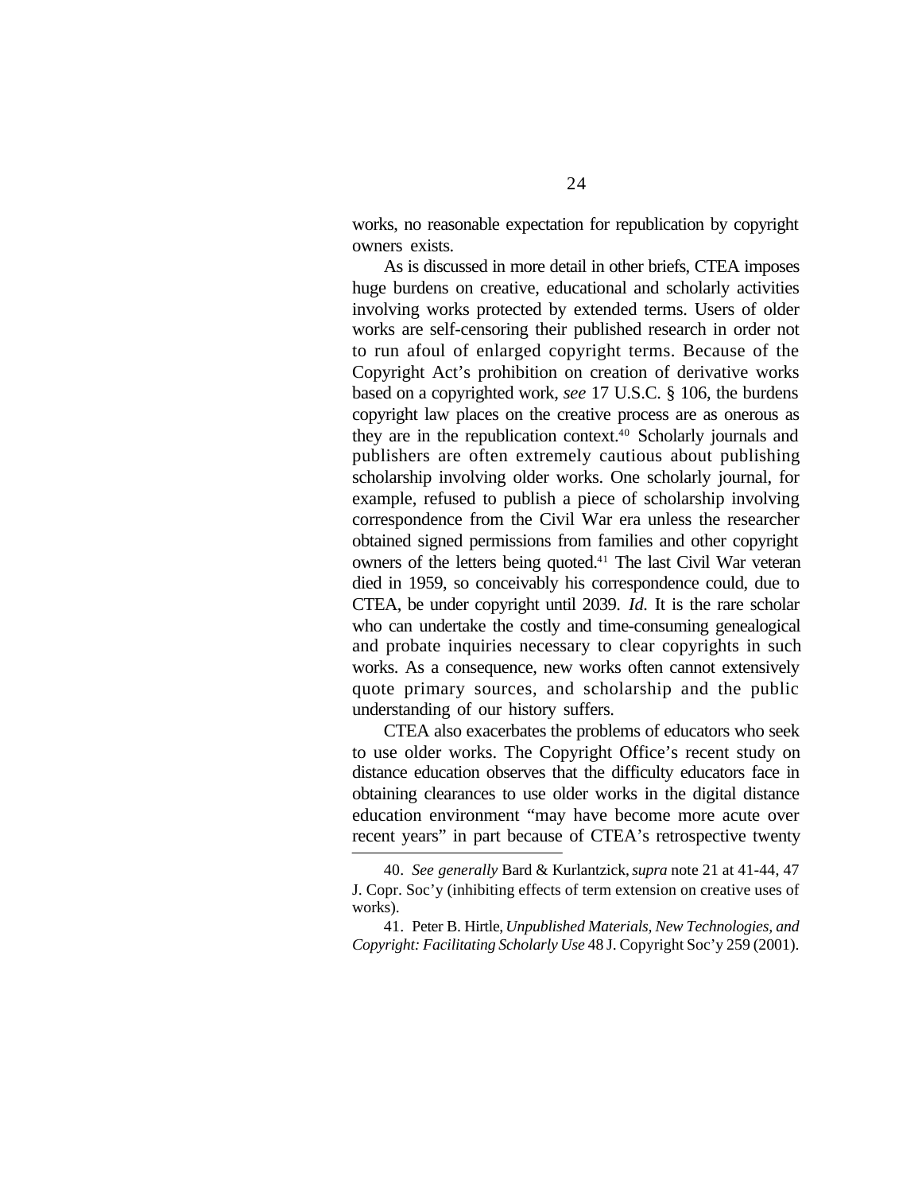works, no reasonable expectation for republication by copyright owners exists.

As is discussed in more detail in other briefs, CTEA imposes huge burdens on creative, educational and scholarly activities involving works protected by extended terms. Users of older works are self-censoring their published research in order not to run afoul of enlarged copyright terms. Because of the Copyright Act's prohibition on creation of derivative works based on a copyrighted work, *see* 17 U.S.C. § 106, the burdens copyright law places on the creative process are as onerous as they are in the republication context.[40] Scholarly journals and publishers are often extremely cautious about publishing scholarship involving older works. One scholarly journal, for example, refused to publish a piece of scholarship involving correspondence from the Civil War era unless the researcher obtained signed permissions from families and other copyright owners of the letters being quoted.[41] The last Civil War veteran died in 1959, so conceivably his correspondence could, due to CTEA, be under copyright until 2039. *Id.* It is the rare scholar who can undertake the costly and time-consuming genealogical and probate inquiries necessary to clear copyrights in such works. As a consequence, new works often cannot extensively quote primary sources, and scholarship and the public understanding of our history suffers.

CTEA also exacerbates the problems of educators who seek to use older works. The Copyright Office's recent study on distance education observes that the difficulty educators face in obtaining clearances to use older works in the digital distance education environment "may have become more acute over recent years" in part because of CTEA's retrospective twenty

---

40. *See generally* Bard & Kurlantzick, *supra* note 21 at 41-44, 47 J. Copr. Soc'y (inhibiting effects of term extension on creative uses of works).

41. Peter B. Hirtle, *Unpublished Materials, New Technologies, and Copyright: Facilitating Scholarly Use* 48 J. Copyright Soc'y 259 (2001).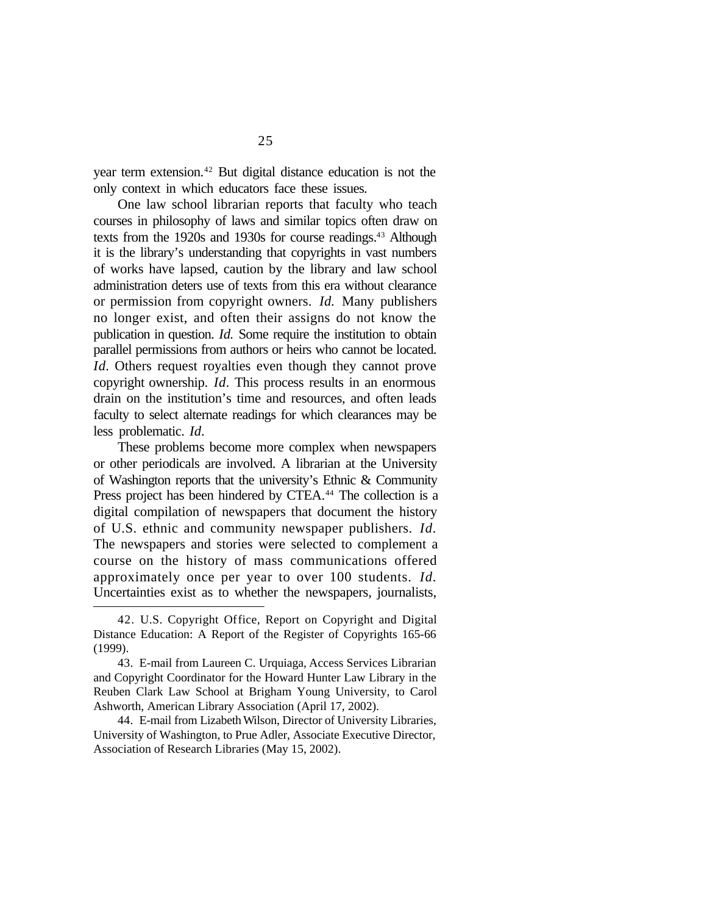year term extension.[42] But digital distance education is not the only context in which educators face these issues.

One law school librarian reports that faculty who teach courses in philosophy of laws and similar topics often draw on texts from the 1920s and 1930s for course readings.[43] Although it is the library's understanding that copyrights in vast numbers of works have lapsed, caution by the library and law school administration deters use of texts from this era without clearance or permission from copyright owners. *Id.* Many publishers no longer exist, and often their assigns do not know the publication in question. *Id.* Some require the institution to obtain parallel permissions from authors or heirs who cannot be located. *Id*. Others request royalties even though they cannot prove copyright ownership. *Id*. This process results in an enormous drain on the institution's time and resources, and often leads faculty to select alternate readings for which clearances may be less problematic. *Id*.

These problems become more complex when newspapers or other periodicals are involved. A librarian at the University of Washington reports that the university's Ethnic & Community Press project has been hindered by CTEA.[44] The collection is a digital compilation of newspapers that document the history of U.S. ethnic and community newspaper publishers. *Id*. The newspapers and stories were selected to complement a course on the history of mass communications offered approximately once per year to over 100 students. *Id*. Uncertainties exist as to whether the newspapers, journalists,

---

42. U.S. Copyright Office, Report on Copyright and Digital Distance Education: A Report of the Register of Copyrights 165-66 (1999).

43. E-mail from Laureen C. Urquiaga, Access Services Librarian and Copyright Coordinator for the Howard Hunter Law Library in the Reuben Clark Law School at Brigham Young University, to Carol Ashworth, American Library Association (April 17, 2002).

44. E-mail from Lizabeth Wilson, Director of University Libraries, University of Washington, to Prue Adler, Associate Executive Director, Association of Research Libraries (May 15, 2002).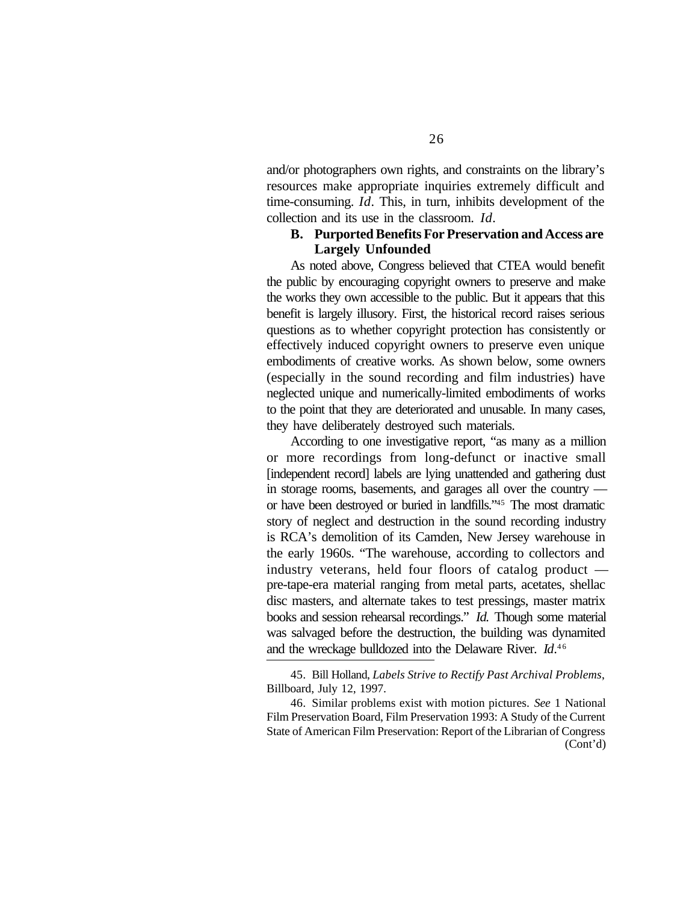and/or photographers own rights, and constraints on the library's resources make appropriate inquiries extremely difficult and time-consuming. *Id*. This, in turn, inhibits development of the collection and its use in the classroom. *Id*.

### B. Purported Benefits For Preservation and Access are Largely Unfounded

As noted above, Congress believed that CTEA would benefit the public by encouraging copyright owners to preserve and make the works they own accessible to the public. But it appears that this benefit is largely illusory. First, the historical record raises serious questions as to whether copyright protection has consistently or effectively induced copyright owners to preserve even unique embodiments of creative works. As shown below, some owners (especially in the sound recording and film industries) have neglected unique and numerically-limited embodiments of works to the point that they are deteriorated and unusable. In many cases, they have deliberately destroyed such materials.

According to one investigative report, "as many as a million or more recordings from long-defunct or inactive small [independent record] labels are lying unattended and gathering dust in storage rooms, basements, and garages all over the country — or have been destroyed or buried in landfills."[45] The most dramatic story of neglect and destruction in the sound recording industry is RCA's demolition of its Camden, New Jersey warehouse in the early 1960s. "The warehouse, according to collectors and industry veterans, held four floors of catalog product — pre-tape-era material ranging from metal parts, acetates, shellac disc masters, and alternate takes to test pressings, master matrix books and session rehearsal recordings." *Id.* Though some material was salvaged before the destruction, the building was dynamited and the wreckage bulldozed into the Delaware River. *Id.*[46]

---

45. Bill Holland, *Labels Strive to Rectify Past Archival Problems*, Billboard, July 12, 1997.

46. Similar problems exist with motion pictures. *See* 1 National Film Preservation Board, Film Preservation 1993: A Study of the Current State of American Film Preservation: Report of the Librarian of Congress (Cont'd)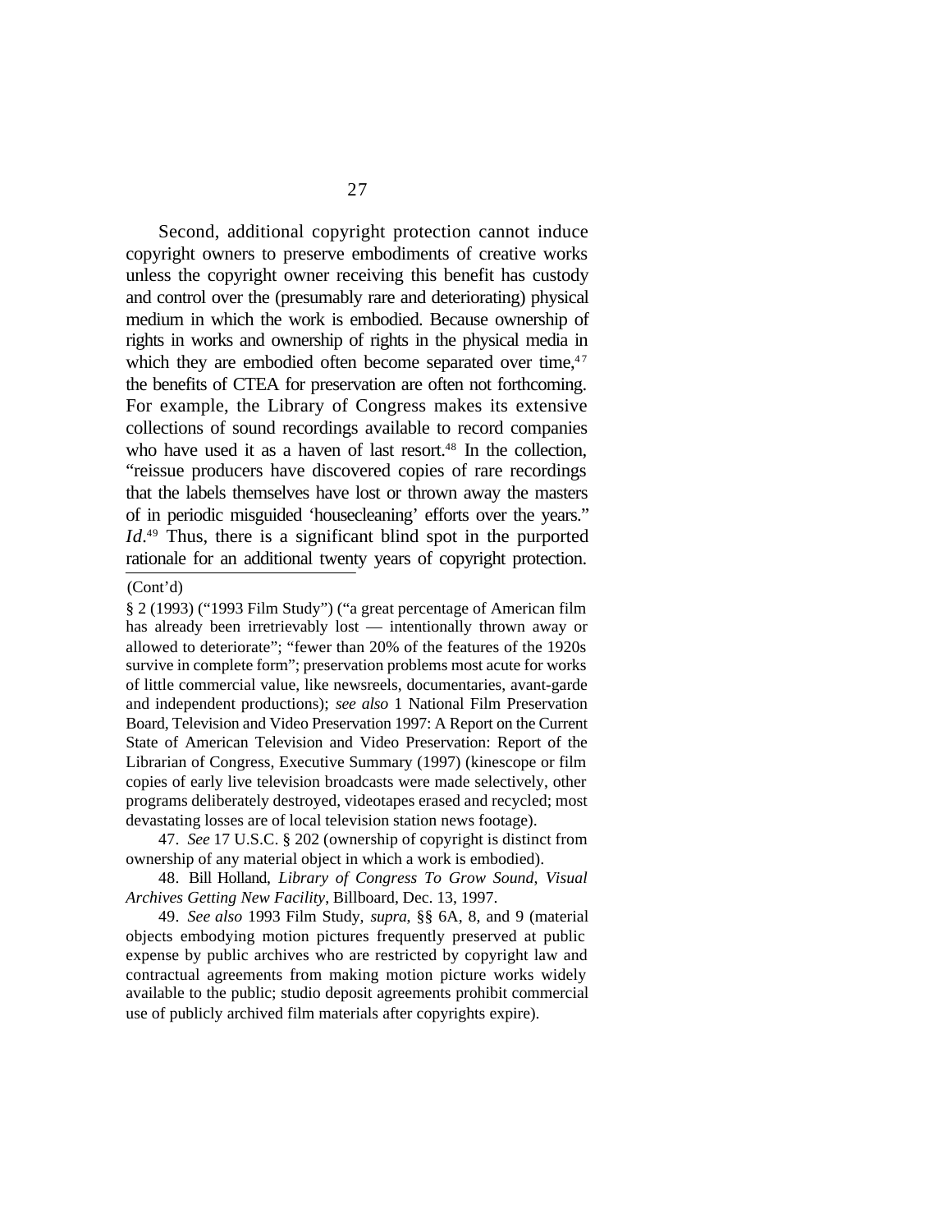Second, additional copyright protection cannot induce copyright owners to preserve embodiments of creative works unless the copyright owner receiving this benefit has custody and control over the (presumably rare and deteriorating) physical medium in which the work is embodied. Because ownership of rights in works and ownership of rights in the physical media in which they are embodied often become separated over time,[47] the benefits of CTEA for preservation are often not forthcoming. For example, the Library of Congress makes its extensive collections of sound recordings available to record companies who have used it as a haven of last resort.[48] In the collection, "reissue producers have discovered copies of rare recordings that the labels themselves have lost or thrown away the masters of in periodic misguided 'housecleaning' efforts over the years." *Id*.[49] Thus, there is a significant blind spot in the purported rationale for an additional twenty years of copyright protection.

(Cont'd)

§ 2 (1993) ("1993 Film Study") ("a great percentage of American film has already been irretrievably lost — intentionally thrown away or allowed to deteriorate"; "fewer than 20% of the features of the 1920s survive in complete form"; preservation problems most acute for works of little commercial value, like newsreels, documentaries, avant-garde and independent productions); *see also* 1 National Film Preservation Board, Television and Video Preservation 1997: A Report on the Current State of American Television and Video Preservation: Report of the Librarian of Congress, Executive Summary (1997) (kinescope or film copies of early live television broadcasts were made selectively, other programs deliberately destroyed, videotapes erased and recycled; most devastating losses are of local television station news footage).

47. *See* 17 U.S.C. § 202 (ownership of copyright is distinct from ownership of any material object in which a work is embodied).

48. Bill Holland, *Library of Congress To Grow Sound, Visual Archives Getting New Facility*, Billboard, Dec. 13, 1997.

49. *See also* 1993 Film Study, *supra*, §§ 6A, 8, and 9 (material objects embodying motion pictures frequently preserved at public expense by public archives who are restricted by copyright law and contractual agreements from making motion picture works widely available to the public; studio deposit agreements prohibit commercial use of publicly archived film materials after copyrights expire).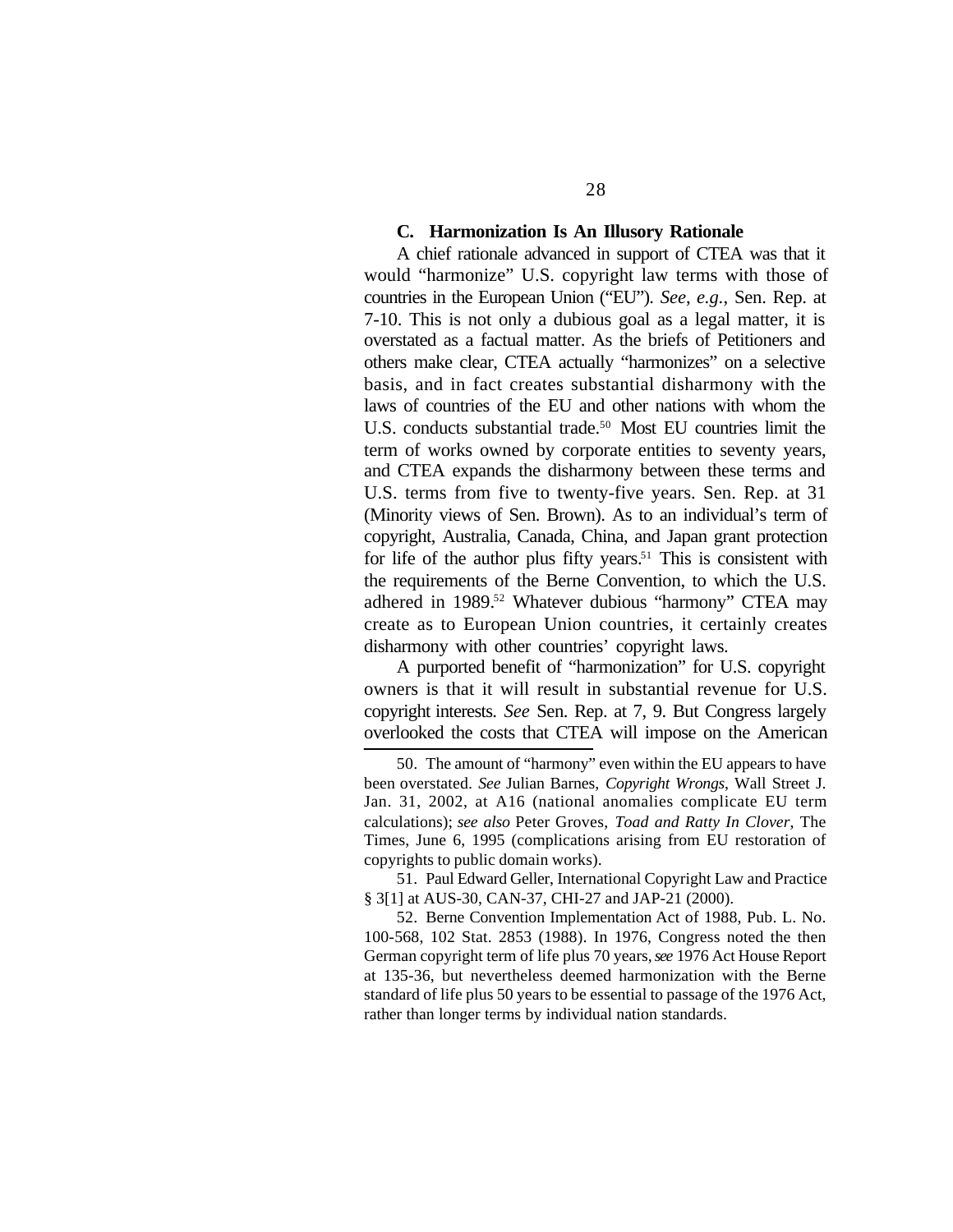### C. Harmonization Is An Illusory Rationale

A chief rationale advanced in support of CTEA was that it would "harmonize" U.S. copyright law terms with those of countries in the European Union ("EU"). *See*, *e.g.*, Sen. Rep. at 7-10. This is not only a dubious goal as a legal matter, it is overstated as a factual matter. As the briefs of Petitioners and others make clear, CTEA actually "harmonizes" on a selective basis, and in fact creates substantial disharmony with the laws of countries of the EU and other nations with whom the U.S. conducts substantial trade.[50] Most EU countries limit the term of works owned by corporate entities to seventy years, and CTEA expands the disharmony between these terms and U.S. terms from five to twenty-five years. Sen. Rep. at 31 (Minority views of Sen. Brown). As to an individual's term of copyright, Australia, Canada, China, and Japan grant protection for life of the author plus fifty years.[51] This is consistent with the requirements of the Berne Convention, to which the U.S. adhered in 1989.[52] Whatever dubious "harmony" CTEA may create as to European Union countries, it certainly creates disharmony with other countries' copyright laws.

A purported benefit of "harmonization" for U.S. copyright owners is that it will result in substantial revenue for U.S. copyright interests. *See* Sen. Rep. at 7, 9. But Congress largely overlooked the costs that CTEA will impose on the American

---

50. The amount of "harmony" even within the EU appears to have been overstated. *See* Julian Barnes, *Copyright Wrongs*, Wall Street J. Jan. 31, 2002, at A16 (national anomalies complicate EU term calculations); *see also* Peter Groves, *Toad and Ratty In Clover*, The Times, June 6, 1995 (complications arising from EU restoration of copyrights to public domain works).

51. Paul Edward Geller, International Copyright Law and Practice § 3[1] at AUS-30, CAN-37, CHI-27 and JAP-21 (2000).

52. Berne Convention Implementation Act of 1988, Pub. L. No. 100-568, 102 Stat. 2853 (1988). In 1976, Congress noted the then German copyright term of life plus 70 years, *see* 1976 Act House Report at 135-36, but nevertheless deemed harmonization with the Berne standard of life plus 50 years to be essential to passage of the 1976 Act, rather than longer terms by individual nation standards.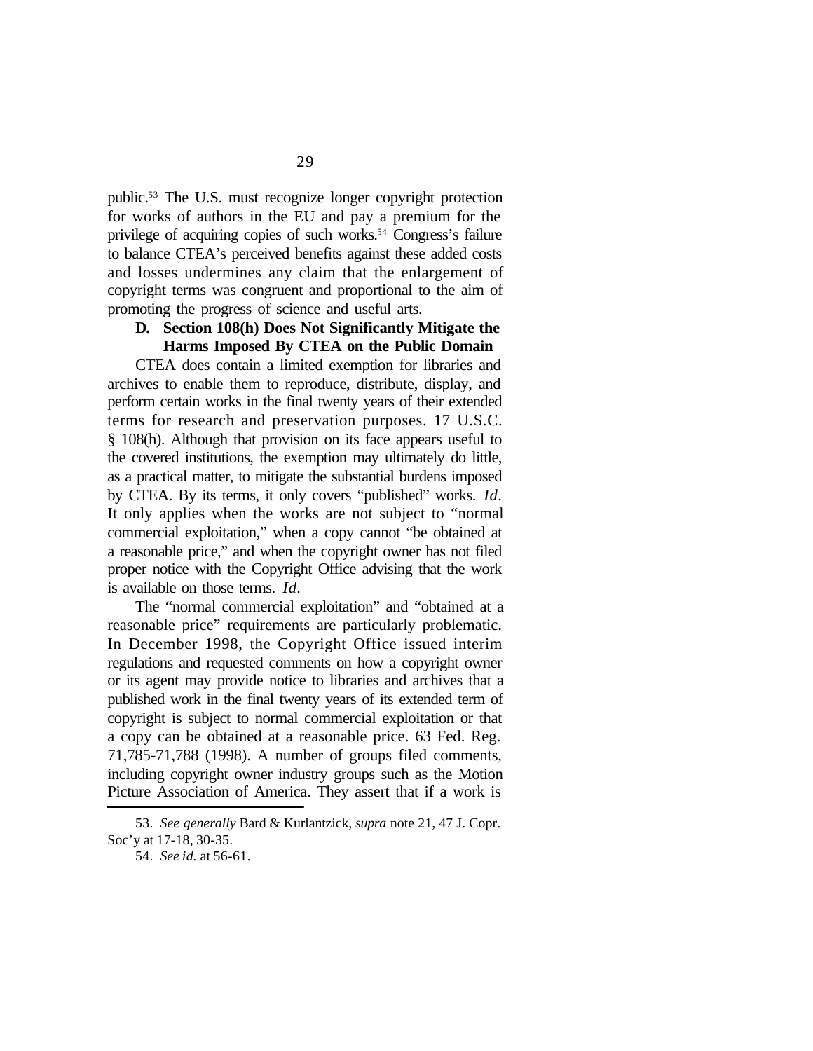public.[53] The U.S. must recognize longer copyright protection for works of authors in the EU and pay a premium for the privilege of acquiring copies of such works.[54] Congress's failure to balance CTEA's perceived benefits against these added costs and losses undermines any claim that the enlargement of copyright terms was congruent and proportional to the aim of promoting the progress of science and useful arts.

### D. Section 108(h) Does Not Significantly Mitigate the Harms Imposed By CTEA on the Public Domain

CTEA does contain a limited exemption for libraries and archives to enable them to reproduce, distribute, display, and perform certain works in the final twenty years of their extended terms for research and preservation purposes. 17 U.S.C. § 108(h). Although that provision on its face appears useful to the covered institutions, the exemption may ultimately do little, as a practical matter, to mitigate the substantial burdens imposed by CTEA. By its terms, it only covers "published" works. *Id*. It only applies when the works are not subject to "normal commercial exploitation," when a copy cannot "be obtained at a reasonable price," and when the copyright owner has not filed proper notice with the Copyright Office advising that the work is available on those terms. *Id*.

The "normal commercial exploitation" and "obtained at a reasonable price" requirements are particularly problematic. In December 1998, the Copyright Office issued interim regulations and requested comments on how a copyright owner or its agent may provide notice to libraries and archives that a published work in the final twenty years of its extended term of copyright is subject to normal commercial exploitation or that a copy can be obtained at a reasonable price. 63 Fed. Reg. 71,785-71,788 (1998). A number of groups filed comments, including copyright owner industry groups such as the Motion Picture Association of America. They assert that if a work is

---

53. *See generally* Bard & Kurlantzick, *supra* note 21, 47 J. Copr. Soc'y at 17-18, 30-35.

54. *See id.* at 56-61.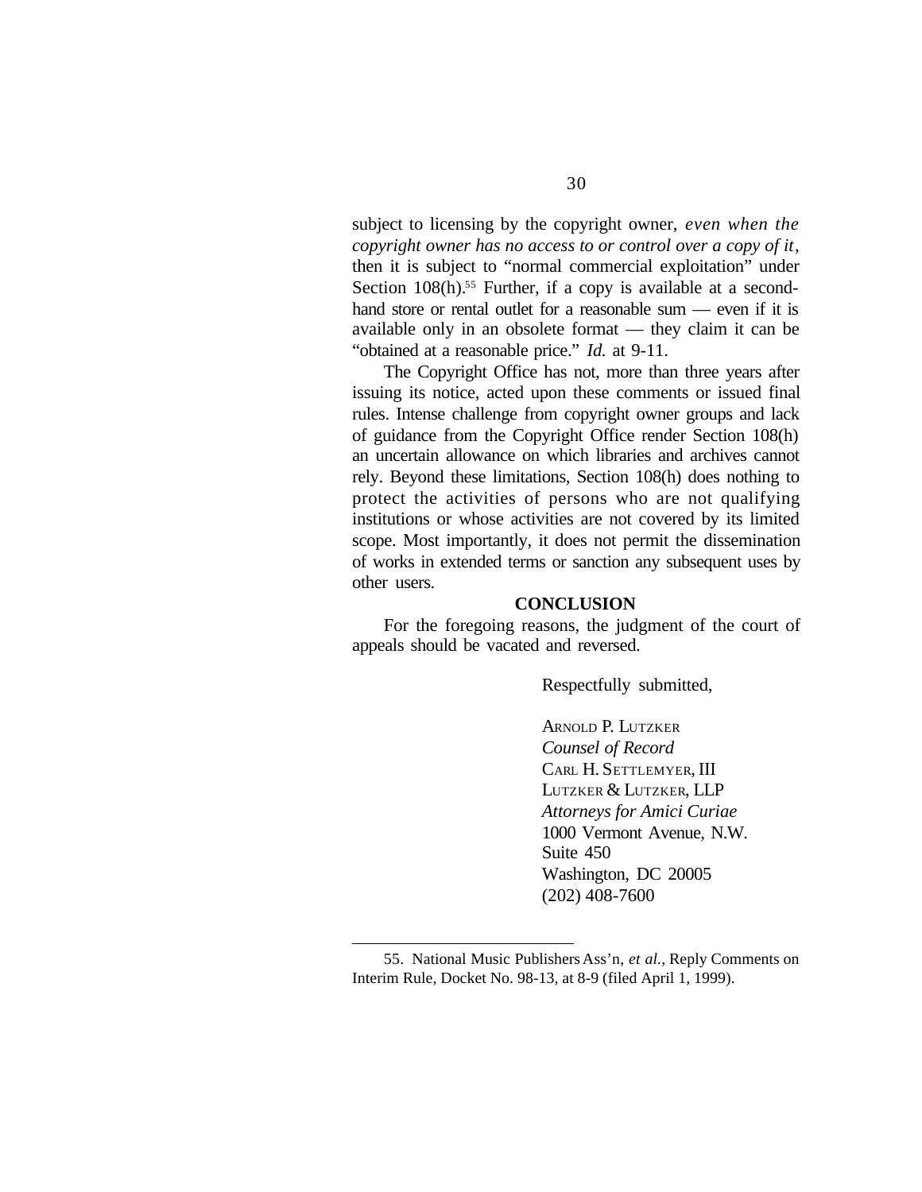subject to licensing by the copyright owner, *even when the copyright owner has no access to or control over a copy of it*, then it is subject to "normal commercial exploitation" under Section 108(h).[55] Further, if a copy is available at a second-hand store or rental outlet for a reasonable sum — even if it is available only in an obsolete format — they claim it can be "obtained at a reasonable price." *Id.* at 9-11.

The Copyright Office has not, more than three years after issuing its notice, acted upon these comments or issued final rules. Intense challenge from copyright owner groups and lack of guidance from the Copyright Office render Section 108(h) an uncertain allowance on which libraries and archives cannot rely. Beyond these limitations, Section 108(h) does nothing to protect the activities of persons who are not qualifying institutions or whose activities are not covered by its limited scope. Most importantly, it does not permit the dissemination of works in extended terms or sanction any subsequent uses by other users.

## CONCLUSION

For the foregoing reasons, the judgment of the court of appeals should be vacated and reversed.

Respectfully submitted,

ARNOLD P. LUTZKER
*Counsel of Record*
CARL H. SETTLEMYER, III
LUTZKER & LUTZKER, LLP
*Attorneys for Amici Curiae*
1000 Vermont Avenue, N.W.
Suite 450
Washington, DC 20005
(202) 408-7600

---

55. National Music Publishers Ass'n, *et al.*, Reply Comments on Interim Rule, Docket No. 98-13, at 8-9 (filed April 1, 1999).